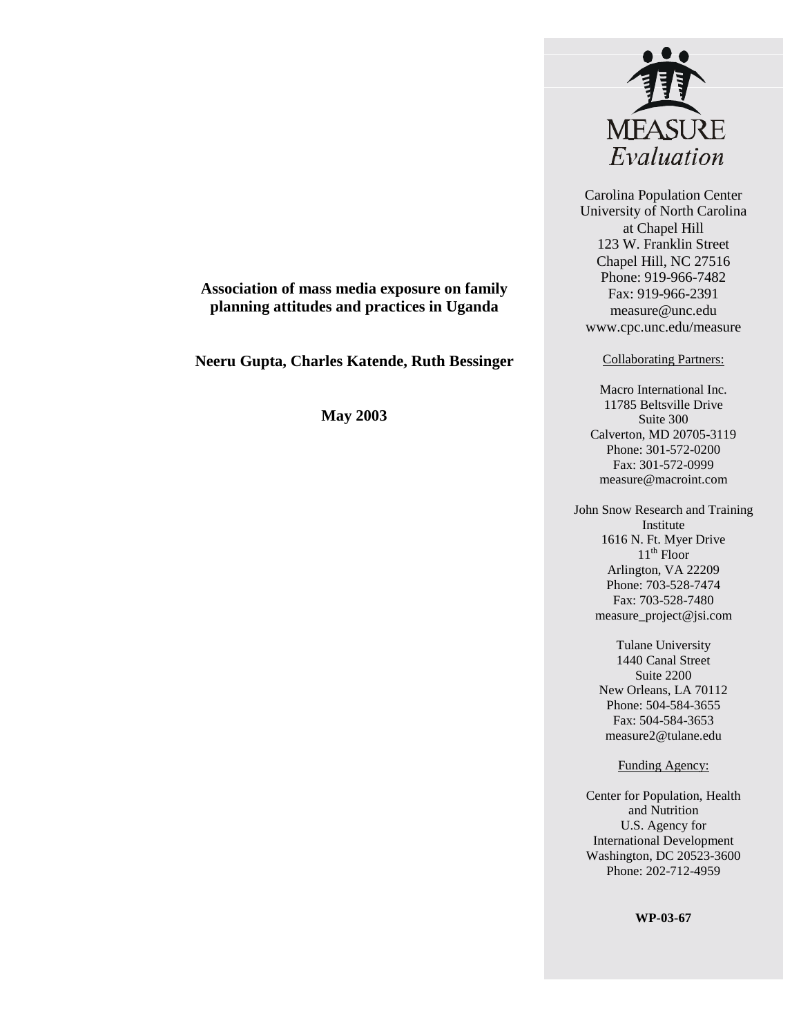# Association of mass media exposure on family planning attitudes and practices in Uganda

**Neeru Gupta, Charles Katende, Ruth Bessinger**

**May 2003**

MEASURE
*Evaluation*

Carolina Population Center
University of North Carolina
at Chapel Hill
123 W. Franklin Street
Chapel Hill, NC 27516
Phone: 919-966-7482
Fax: 919-966-2391
measure@unc.edu
www.cpc.unc.edu/measure

Collaborating Partners:

Macro International Inc.
11785 Beltsville Drive
Suite 300
Calverton, MD 20705-3119
Phone: 301-572-0200
Fax: 301-572-0999
measure@macroint.com

John Snow Research and Training Institute
1616 N. Ft. Myer Drive
11th Floor
Arlington, VA 22209
Phone: 703-528-7474
Fax: 703-528-7480
measure_project@jsi.com

Tulane University
1440 Canal Street
Suite 2200
New Orleans, LA 70112
Phone: 504-584-3655
Fax: 504-584-3653
measure2@tulane.edu

Funding Agency:

Center for Population, Health and Nutrition
U.S. Agency for International Development
Washington, DC 20523-3600
Phone: 202-712-4959

**WP-03-67**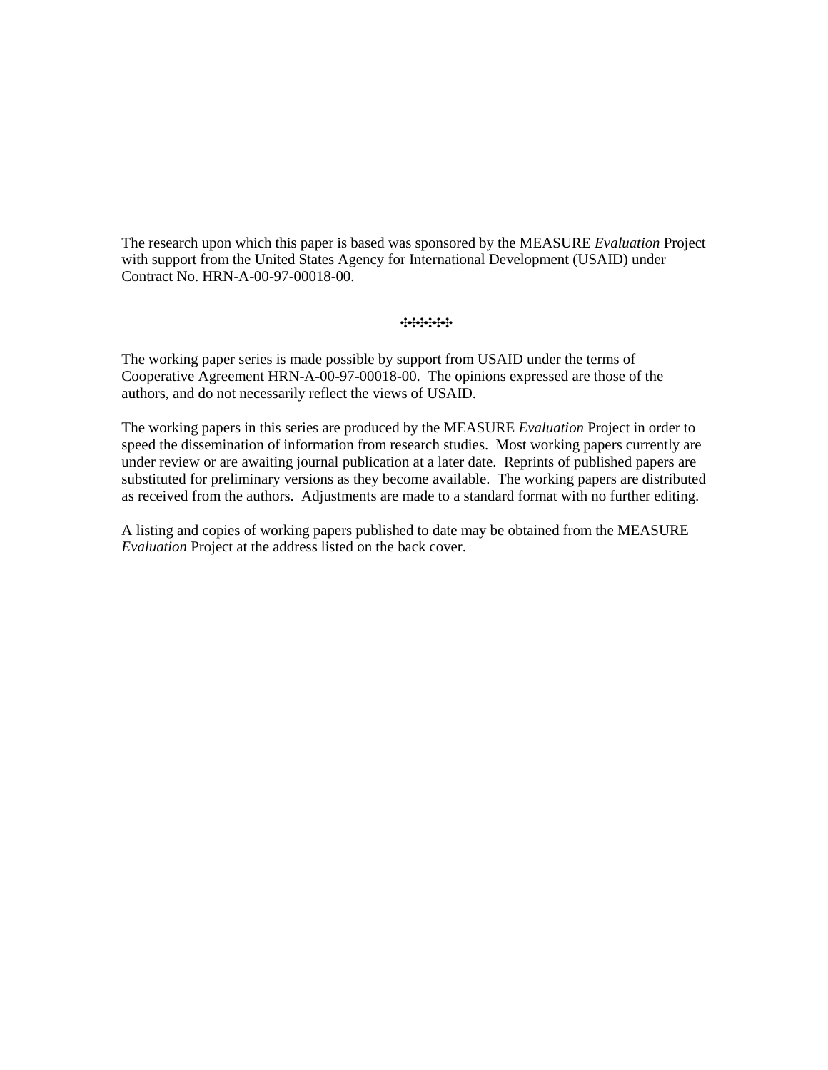The research upon which this paper is based was sponsored by the MEASURE *Evaluation* Project with support from the United States Agency for International Development (USAID) under Contract No. HRN-A-00-97-00018-00.

⁘⁘⁘

The working paper series is made possible by support from USAID under the terms of Cooperative Agreement HRN-A-00-97-00018-00. The opinions expressed are those of the authors, and do not necessarily reflect the views of USAID.

The working papers in this series are produced by the MEASURE *Evaluation* Project in order to speed the dissemination of information from research studies. Most working papers currently are under review or are awaiting journal publication at a later date. Reprints of published papers are substituted for preliminary versions as they become available. The working papers are distributed as received from the authors. Adjustments are made to a standard format with no further editing.

A listing and copies of working papers published to date may be obtained from the MEASURE *Evaluation* Project at the address listed on the back cover.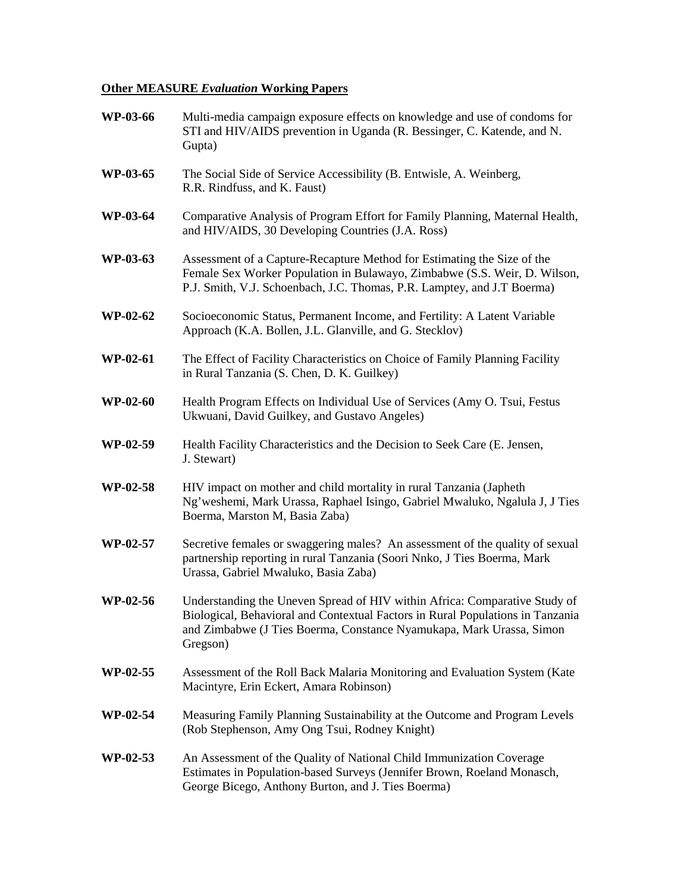**Other MEASURE *Evaluation* Working Papers**

**WP-03-66** Multi-media campaign exposure effects on knowledge and use of condoms for STI and HIV/AIDS prevention in Uganda (R. Bessinger, C. Katende, and N. Gupta)

**WP-03-65** The Social Side of Service Accessibility (B. Entwisle, A. Weinberg, R.R. Rindfuss, and K. Faust)

**WP-03-64** Comparative Analysis of Program Effort for Family Planning, Maternal Health, and HIV/AIDS, 30 Developing Countries (J.A. Ross)

**WP-03-63** Assessment of a Capture-Recapture Method for Estimating the Size of the Female Sex Worker Population in Bulawayo, Zimbabwe (S.S. Weir, D. Wilson, P.J. Smith, V.J. Schoenbach, J.C. Thomas, P.R. Lamptey, and J.T Boerma)

**WP-02-62** Socioeconomic Status, Permanent Income, and Fertility: A Latent Variable Approach (K.A. Bollen, J.L. Glanville, and G. Stecklov)

**WP-02-61** The Effect of Facility Characteristics on Choice of Family Planning Facility in Rural Tanzania (S. Chen, D. K. Guilkey)

**WP-02-60** Health Program Effects on Individual Use of Services (Amy O. Tsui, Festus Ukwuani, David Guilkey, and Gustavo Angeles)

**WP-02-59** Health Facility Characteristics and the Decision to Seek Care (E. Jensen, J. Stewart)

**WP-02-58** HIV impact on mother and child mortality in rural Tanzania (Japheth Ng'weshemi, Mark Urassa, Raphael Isingo, Gabriel Mwaluko, Ngalula J, J Ties Boerma, Marston M, Basia Zaba)

**WP-02-57** Secretive females or swaggering males? An assessment of the quality of sexual partnership reporting in rural Tanzania (Soori Nnko, J Ties Boerma, Mark Urassa, Gabriel Mwaluko, Basia Zaba)

**WP-02-56** Understanding the Uneven Spread of HIV within Africa: Comparative Study of Biological, Behavioral and Contextual Factors in Rural Populations in Tanzania and Zimbabwe (J Ties Boerma, Constance Nyamukapa, Mark Urassa, Simon Gregson)

**WP-02-55** Assessment of the Roll Back Malaria Monitoring and Evaluation System (Kate Macintyre, Erin Eckert, Amara Robinson)

**WP-02-54** Measuring Family Planning Sustainability at the Outcome and Program Levels (Rob Stephenson, Amy Ong Tsui, Rodney Knight)

**WP-02-53** An Assessment of the Quality of National Child Immunization Coverage Estimates in Population-based Surveys (Jennifer Brown, Roeland Monasch, George Bicego, Anthony Burton, and J. Ties Boerma)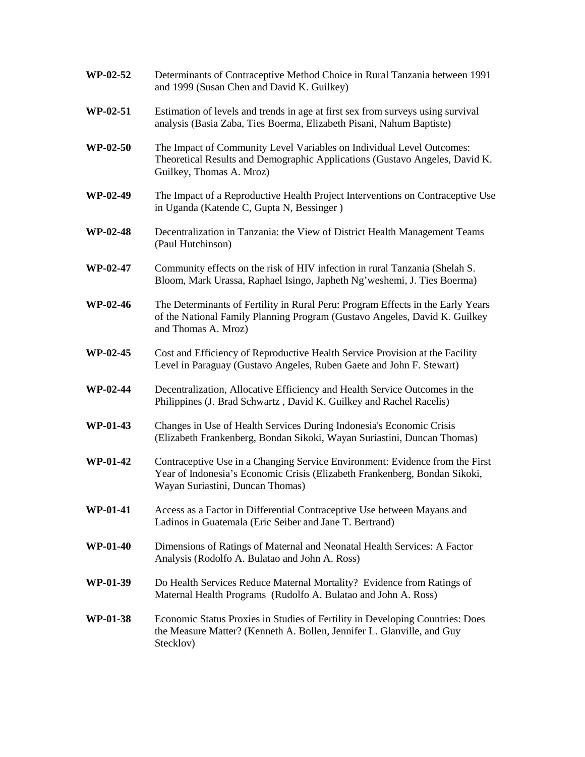**WP-02-52** Determinants of Contraceptive Method Choice in Rural Tanzania between 1991 and 1999 (Susan Chen and David K. Guilkey)

**WP-02-51** Estimation of levels and trends in age at first sex from surveys using survival analysis (Basia Zaba, Ties Boerma, Elizabeth Pisani, Nahum Baptiste)

**WP-02-50** The Impact of Community Level Variables on Individual Level Outcomes: Theoretical Results and Demographic Applications (Gustavo Angeles, David K. Guilkey, Thomas A. Mroz)

**WP-02-49** The Impact of a Reproductive Health Project Interventions on Contraceptive Use in Uganda (Katende C, Gupta N, Bessinger )

**WP-02-48** Decentralization in Tanzania: the View of District Health Management Teams (Paul Hutchinson)

**WP-02-47** Community effects on the risk of HIV infection in rural Tanzania (Shelah S. Bloom, Mark Urassa, Raphael Isingo, Japheth Ng'weshemi, J. Ties Boerma)

**WP-02-46** The Determinants of Fertility in Rural Peru: Program Effects in the Early Years of the National Family Planning Program (Gustavo Angeles, David K. Guilkey and Thomas A. Mroz)

**WP-02-45** Cost and Efficiency of Reproductive Health Service Provision at the Facility Level in Paraguay (Gustavo Angeles, Ruben Gaete and John F. Stewart)

**WP-02-44** Decentralization, Allocative Efficiency and Health Service Outcomes in the Philippines (J. Brad Schwartz , David K. Guilkey and Rachel Racelis)

**WP-01-43** Changes in Use of Health Services During Indonesia's Economic Crisis (Elizabeth Frankenberg, Bondan Sikoki, Wayan Suriastini, Duncan Thomas)

**WP-01-42** Contraceptive Use in a Changing Service Environment: Evidence from the First Year of Indonesia's Economic Crisis (Elizabeth Frankenberg, Bondan Sikoki, Wayan Suriastini, Duncan Thomas)

**WP-01-41** Access as a Factor in Differential Contraceptive Use between Mayans and Ladinos in Guatemala (Eric Seiber and Jane T. Bertrand)

**WP-01-40** Dimensions of Ratings of Maternal and Neonatal Health Services: A Factor Analysis (Rodolfo A. Bulatao and John A. Ross)

**WP-01-39** Do Health Services Reduce Maternal Mortality? Evidence from Ratings of Maternal Health Programs (Rudolfo A. Bulatao and John A. Ross)

**WP-01-38** Economic Status Proxies in Studies of Fertility in Developing Countries: Does the Measure Matter? (Kenneth A. Bollen, Jennifer L. Glanville, and Guy Stecklov)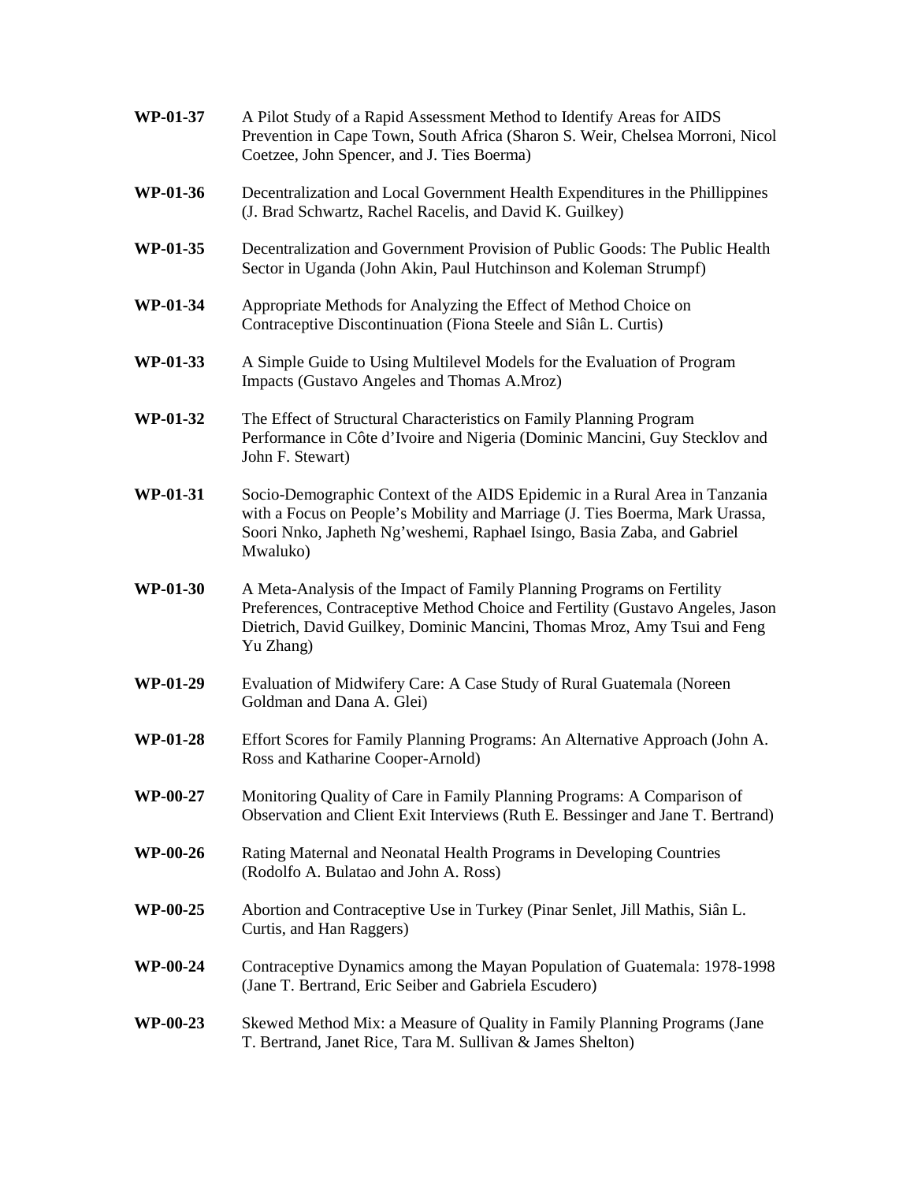**WP-01-37** A Pilot Study of a Rapid Assessment Method to Identify Areas for AIDS Prevention in Cape Town, South Africa (Sharon S. Weir, Chelsea Morroni, Nicol Coetzee, John Spencer, and J. Ties Boerma)

**WP-01-36** Decentralization and Local Government Health Expenditures in the Phillippines (J. Brad Schwartz, Rachel Racelis, and David K. Guilkey)

**WP-01-35** Decentralization and Government Provision of Public Goods: The Public Health Sector in Uganda (John Akin, Paul Hutchinson and Koleman Strumpf)

**WP-01-34** Appropriate Methods for Analyzing the Effect of Method Choice on Contraceptive Discontinuation (Fiona Steele and Siân L. Curtis)

**WP-01-33** A Simple Guide to Using Multilevel Models for the Evaluation of Program Impacts (Gustavo Angeles and Thomas A.Mroz)

**WP-01-32** The Effect of Structural Characteristics on Family Planning Program Performance in Côte d'Ivoire and Nigeria (Dominic Mancini, Guy Stecklov and John F. Stewart)

**WP-01-31** Socio-Demographic Context of the AIDS Epidemic in a Rural Area in Tanzania with a Focus on People's Mobility and Marriage (J. Ties Boerma, Mark Urassa, Soori Nnko, Japheth Ng'weshemi, Raphael Isingo, Basia Zaba, and Gabriel Mwaluko)

**WP-01-30** A Meta-Analysis of the Impact of Family Planning Programs on Fertility Preferences, Contraceptive Method Choice and Fertility (Gustavo Angeles, Jason Dietrich, David Guilkey, Dominic Mancini, Thomas Mroz, Amy Tsui and Feng Yu Zhang)

**WP-01-29** Evaluation of Midwifery Care: A Case Study of Rural Guatemala (Noreen Goldman and Dana A. Glei)

**WP-01-28** Effort Scores for Family Planning Programs: An Alternative Approach (John A. Ross and Katharine Cooper-Arnold)

**WP-00-27** Monitoring Quality of Care in Family Planning Programs: A Comparison of Observation and Client Exit Interviews (Ruth E. Bessinger and Jane T. Bertrand)

**WP-00-26** Rating Maternal and Neonatal Health Programs in Developing Countries (Rodolfo A. Bulatao and John A. Ross)

**WP-00-25** Abortion and Contraceptive Use in Turkey (Pinar Senlet, Jill Mathis, Siân L. Curtis, and Han Raggers)

**WP-00-24** Contraceptive Dynamics among the Mayan Population of Guatemala: 1978-1998 (Jane T. Bertrand, Eric Seiber and Gabriela Escudero)

**WP-00-23** Skewed Method Mix: a Measure of Quality in Family Planning Programs (Jane T. Bertrand, Janet Rice, Tara M. Sullivan & James Shelton)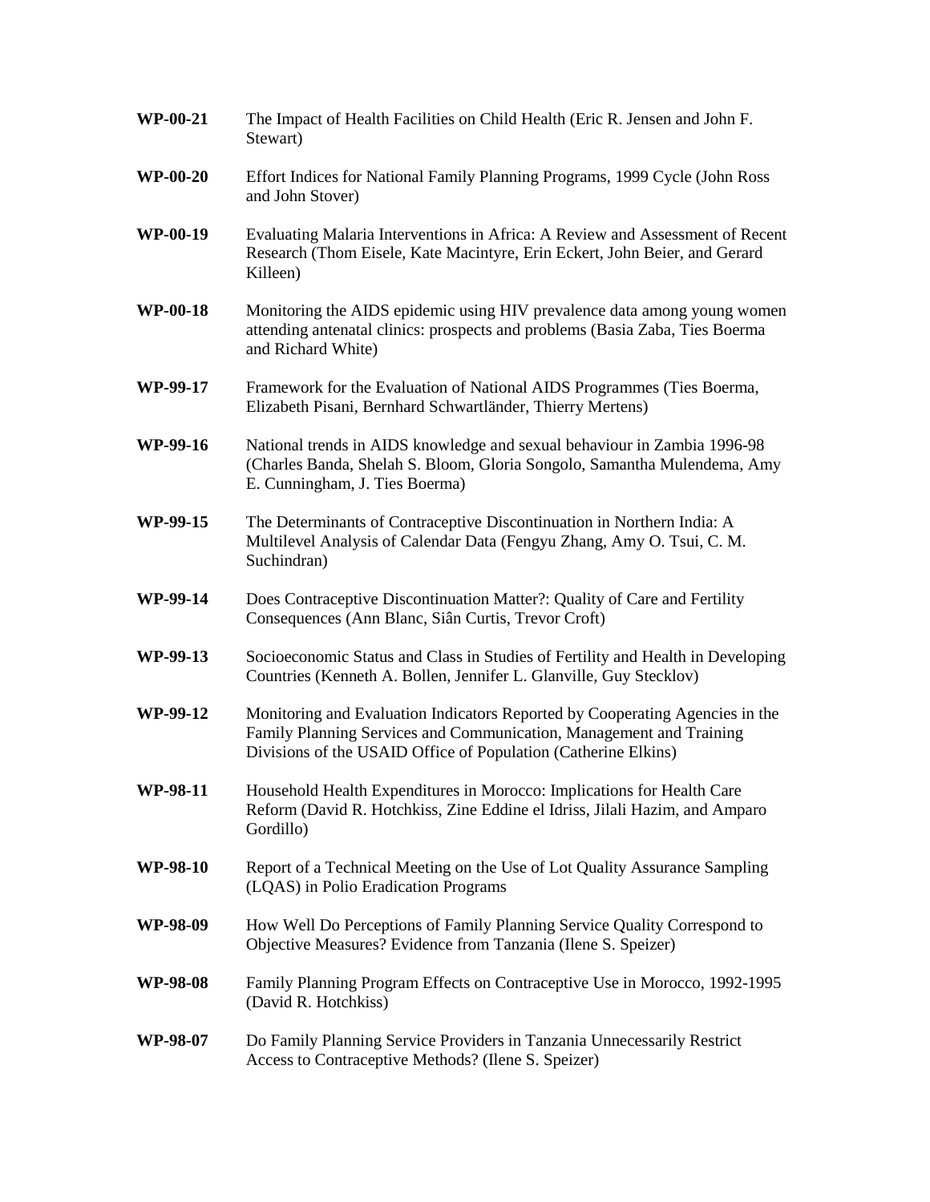**WP-00-21** The Impact of Health Facilities on Child Health (Eric R. Jensen and John F. Stewart)

**WP-00-20** Effort Indices for National Family Planning Programs, 1999 Cycle (John Ross and John Stover)

**WP-00-19** Evaluating Malaria Interventions in Africa: A Review and Assessment of Recent Research (Thom Eisele, Kate Macintyre, Erin Eckert, John Beier, and Gerard Killeen)

**WP-00-18** Monitoring the AIDS epidemic using HIV prevalence data among young women attending antenatal clinics: prospects and problems (Basia Zaba, Ties Boerma and Richard White)

**WP-99-17** Framework for the Evaluation of National AIDS Programmes (Ties Boerma, Elizabeth Pisani, Bernhard Schwartländer, Thierry Mertens)

**WP-99-16** National trends in AIDS knowledge and sexual behaviour in Zambia 1996-98 (Charles Banda, Shelah S. Bloom, Gloria Songolo, Samantha Mulendema, Amy E. Cunningham, J. Ties Boerma)

**WP-99-15** The Determinants of Contraceptive Discontinuation in Northern India: A Multilevel Analysis of Calendar Data (Fengyu Zhang, Amy O. Tsui, C. M. Suchindran)

**WP-99-14** Does Contraceptive Discontinuation Matter?: Quality of Care and Fertility Consequences (Ann Blanc, Siân Curtis, Trevor Croft)

**WP-99-13** Socioeconomic Status and Class in Studies of Fertility and Health in Developing Countries (Kenneth A. Bollen, Jennifer L. Glanville, Guy Stecklov)

**WP-99-12** Monitoring and Evaluation Indicators Reported by Cooperating Agencies in the Family Planning Services and Communication, Management and Training Divisions of the USAID Office of Population (Catherine Elkins)

**WP-98-11** Household Health Expenditures in Morocco: Implications for Health Care Reform (David R. Hotchkiss, Zine Eddine el Idriss, Jilali Hazim, and Amparo Gordillo)

**WP-98-10** Report of a Technical Meeting on the Use of Lot Quality Assurance Sampling (LQAS) in Polio Eradication Programs

**WP-98-09** How Well Do Perceptions of Family Planning Service Quality Correspond to Objective Measures? Evidence from Tanzania (Ilene S. Speizer)

**WP-98-08** Family Planning Program Effects on Contraceptive Use in Morocco, 1992-1995 (David R. Hotchkiss)

**WP-98-07** Do Family Planning Service Providers in Tanzania Unnecessarily Restrict Access to Contraceptive Methods? (Ilene S. Speizer)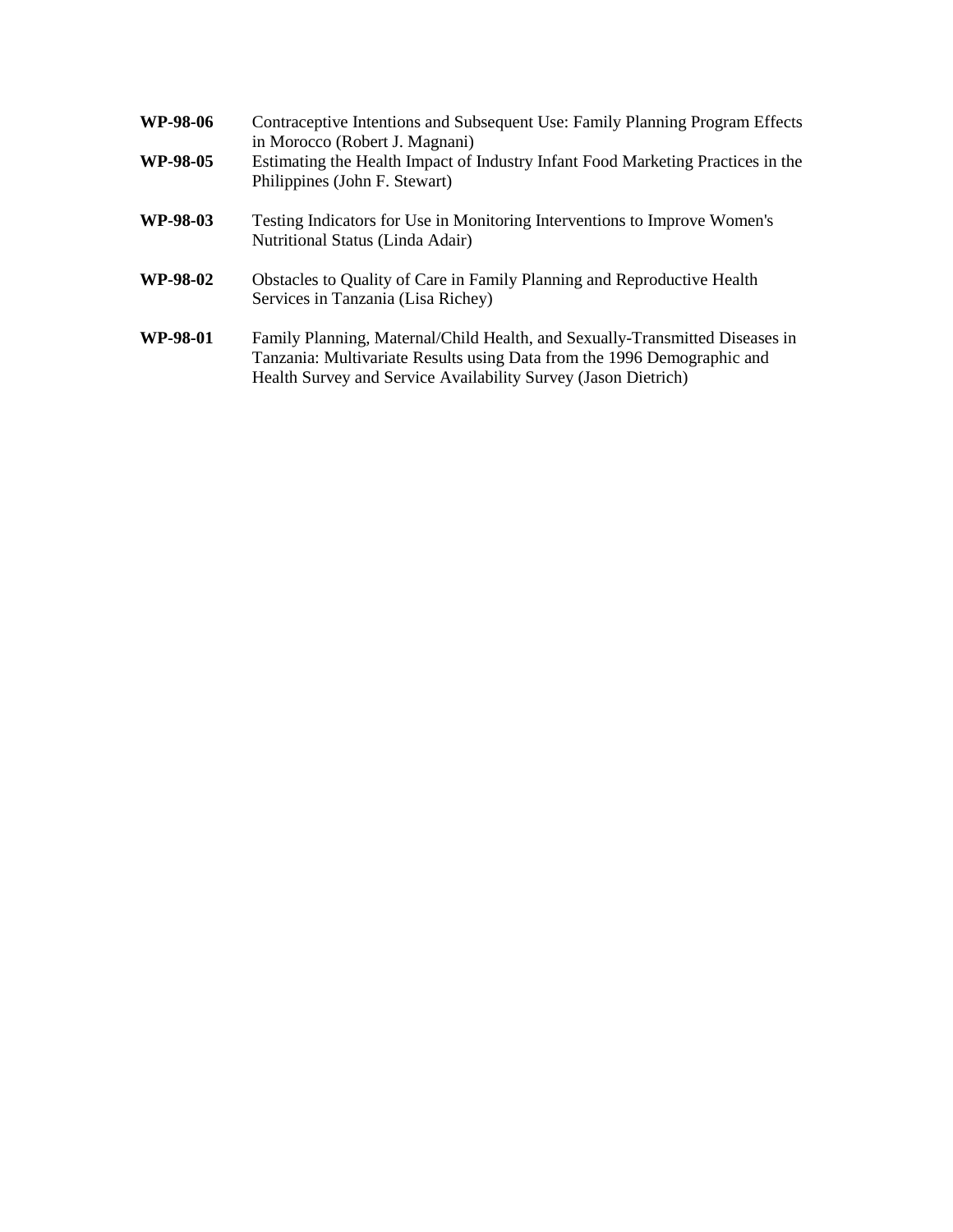**WP-98-06** Contraceptive Intentions and Subsequent Use: Family Planning Program Effects in Morocco (Robert J. Magnani)

**WP-98-05** Estimating the Health Impact of Industry Infant Food Marketing Practices in the Philippines (John F. Stewart)

**WP-98-03** Testing Indicators for Use in Monitoring Interventions to Improve Women's Nutritional Status (Linda Adair)

**WP-98-02** Obstacles to Quality of Care in Family Planning and Reproductive Health Services in Tanzania (Lisa Richey)

**WP-98-01** Family Planning, Maternal/Child Health, and Sexually-Transmitted Diseases in Tanzania: Multivariate Results using Data from the 1996 Demographic and Health Survey and Service Availability Survey (Jason Dietrich)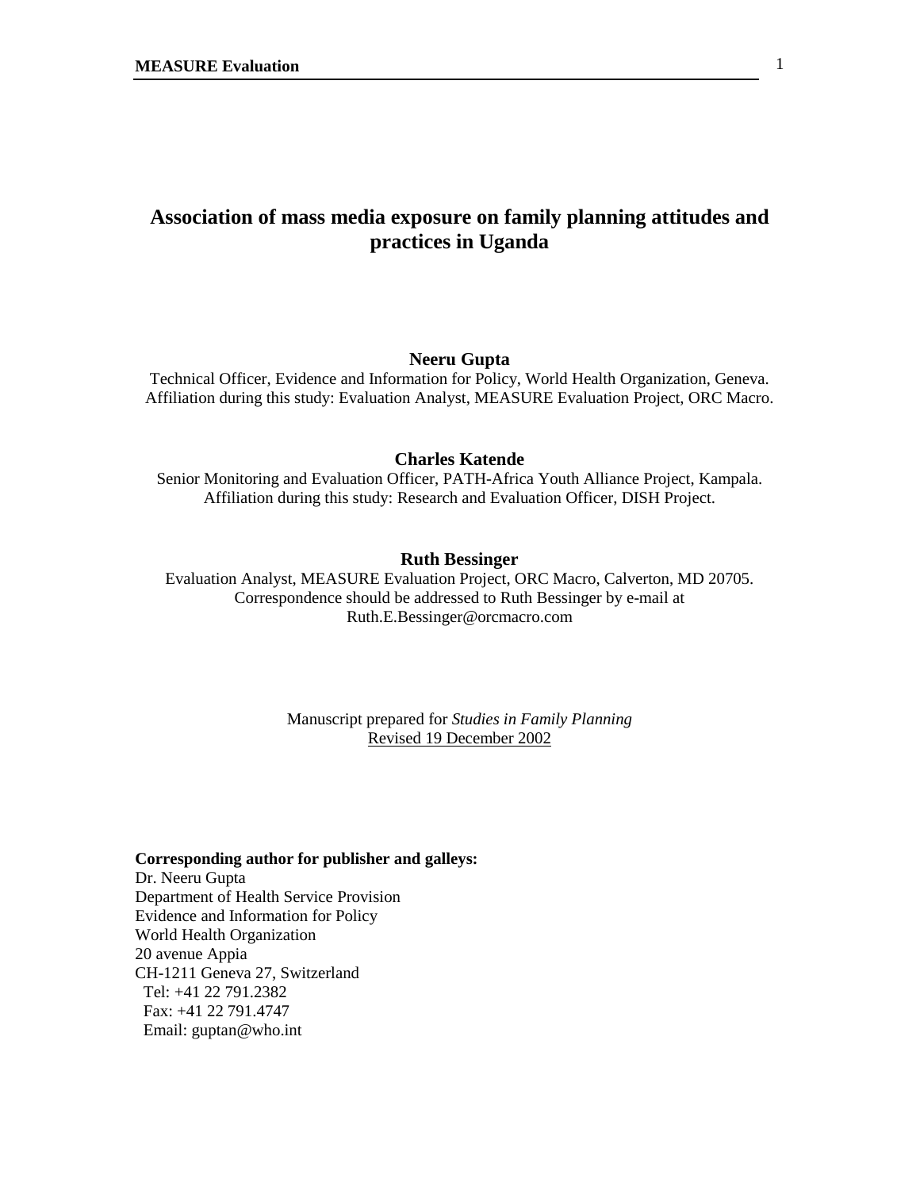# Association of mass media exposure on family planning attitudes and practices in Uganda

**Neeru Gupta**

Technical Officer, Evidence and Information for Policy, World Health Organization, Geneva.
Affiliation during this study: Evaluation Analyst, MEASURE Evaluation Project, ORC Macro.

**Charles Katende**

Senior Monitoring and Evaluation Officer, PATH-Africa Youth Alliance Project, Kampala.
Affiliation during this study: Research and Evaluation Officer, DISH Project.

**Ruth Bessinger**

Evaluation Analyst, MEASURE Evaluation Project, ORC Macro, Calverton, MD 20705.
Correspondence should be addressed to Ruth Bessinger by e-mail at
Ruth.E.Bessinger@orcmacro.com

Manuscript prepared for *Studies in Family Planning*
Revised 19 December 2002

**Corresponding author for publisher and galleys:**
Dr. Neeru Gupta
Department of Health Service Provision
Evidence and Information for Policy
World Health Organization
20 avenue Appia
CH-1211 Geneva 27, Switzerland
Tel: +41 22 791.2382
Fax: +41 22 791.4747
Email: guptan@who.int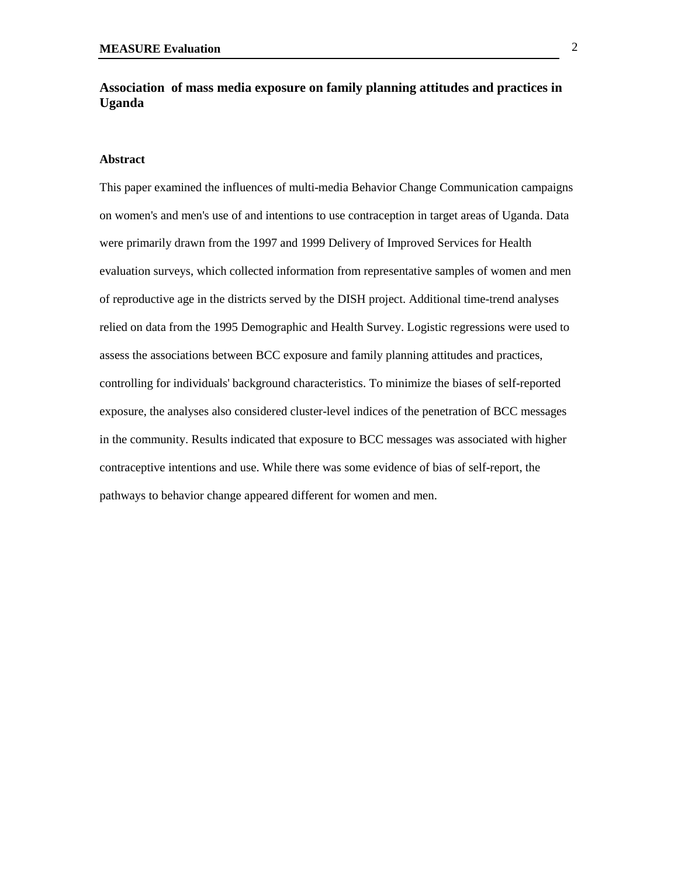## Association of mass media exposure on family planning attitudes and practices in Uganda

### Abstract

This paper examined the influences of multi-media Behavior Change Communication campaigns on women's and men's use of and intentions to use contraception in target areas of Uganda. Data were primarily drawn from the 1997 and 1999 Delivery of Improved Services for Health evaluation surveys, which collected information from representative samples of women and men of reproductive age in the districts served by the DISH project. Additional time-trend analyses relied on data from the 1995 Demographic and Health Survey. Logistic regressions were used to assess the associations between BCC exposure and family planning attitudes and practices, controlling for individuals' background characteristics. To minimize the biases of self-reported exposure, the analyses also considered cluster-level indices of the penetration of BCC messages in the community. Results indicated that exposure to BCC messages was associated with higher contraceptive intentions and use. While there was some evidence of bias of self-report, the pathways to behavior change appeared different for women and men.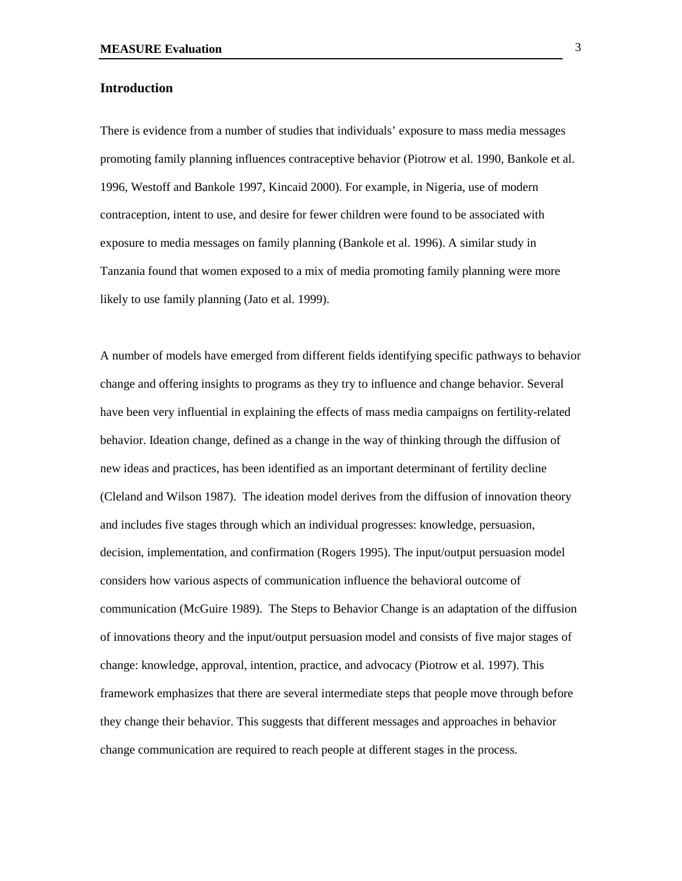## Introduction

There is evidence from a number of studies that individuals' exposure to mass media messages promoting family planning influences contraceptive behavior (Piotrow et al. 1990, Bankole et al. 1996, Westoff and Bankole 1997, Kincaid 2000). For example, in Nigeria, use of modern contraception, intent to use, and desire for fewer children were found to be associated with exposure to media messages on family planning (Bankole et al. 1996). A similar study in Tanzania found that women exposed to a mix of media promoting family planning were more likely to use family planning (Jato et al. 1999).

A number of models have emerged from different fields identifying specific pathways to behavior change and offering insights to programs as they try to influence and change behavior. Several have been very influential in explaining the effects of mass media campaigns on fertility-related behavior. Ideation change, defined as a change in the way of thinking through the diffusion of new ideas and practices, has been identified as an important determinant of fertility decline (Cleland and Wilson 1987). The ideation model derives from the diffusion of innovation theory and includes five stages through which an individual progresses: knowledge, persuasion, decision, implementation, and confirmation (Rogers 1995). The input/output persuasion model considers how various aspects of communication influence the behavioral outcome of communication (McGuire 1989). The Steps to Behavior Change is an adaptation of the diffusion of innovations theory and the input/output persuasion model and consists of five major stages of change: knowledge, approval, intention, practice, and advocacy (Piotrow et al. 1997). This framework emphasizes that there are several intermediate steps that people move through before they change their behavior. This suggests that different messages and approaches in behavior change communication are required to reach people at different stages in the process.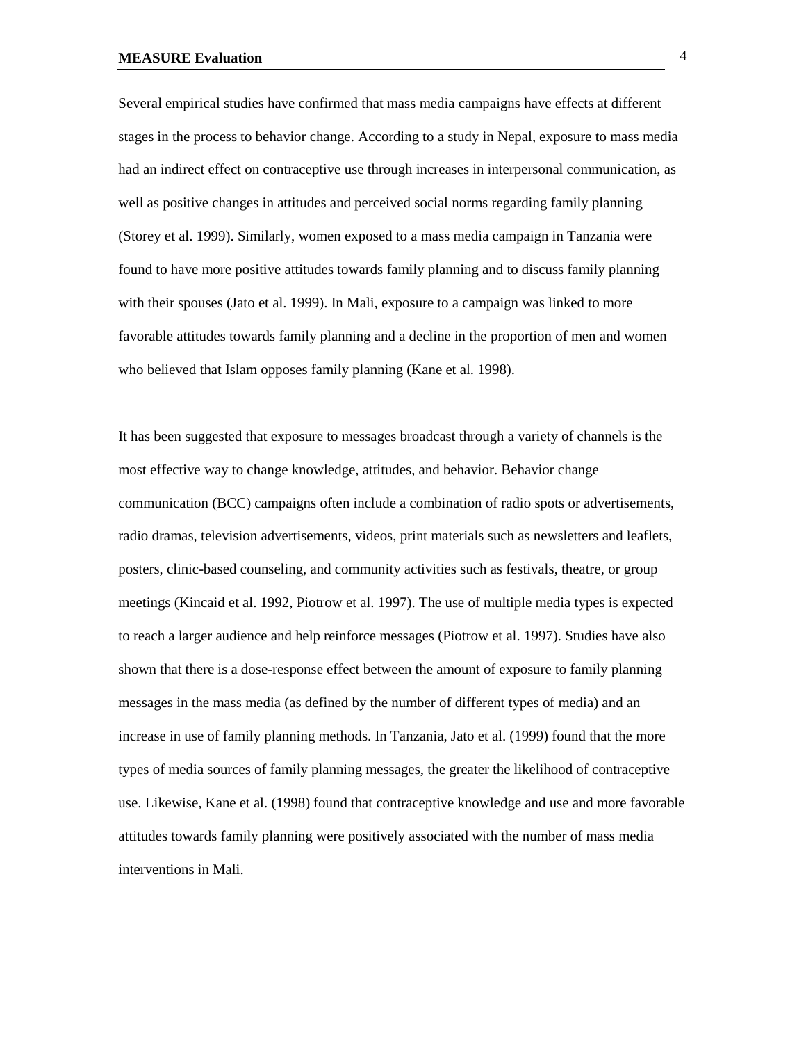Several empirical studies have confirmed that mass media campaigns have effects at different stages in the process to behavior change. According to a study in Nepal, exposure to mass media had an indirect effect on contraceptive use through increases in interpersonal communication, as well as positive changes in attitudes and perceived social norms regarding family planning (Storey et al. 1999). Similarly, women exposed to a mass media campaign in Tanzania were found to have more positive attitudes towards family planning and to discuss family planning with their spouses (Jato et al. 1999). In Mali, exposure to a campaign was linked to more favorable attitudes towards family planning and a decline in the proportion of men and women who believed that Islam opposes family planning (Kane et al. 1998).

It has been suggested that exposure to messages broadcast through a variety of channels is the most effective way to change knowledge, attitudes, and behavior. Behavior change communication (BCC) campaigns often include a combination of radio spots or advertisements, radio dramas, television advertisements, videos, print materials such as newsletters and leaflets, posters, clinic-based counseling, and community activities such as festivals, theatre, or group meetings (Kincaid et al. 1992, Piotrow et al. 1997). The use of multiple media types is expected to reach a larger audience and help reinforce messages (Piotrow et al. 1997). Studies have also shown that there is a dose-response effect between the amount of exposure to family planning messages in the mass media (as defined by the number of different types of media) and an increase in use of family planning methods. In Tanzania, Jato et al. (1999) found that the more types of media sources of family planning messages, the greater the likelihood of contraceptive use. Likewise, Kane et al. (1998) found that contraceptive knowledge and use and more favorable attitudes towards family planning were positively associated with the number of mass media interventions in Mali.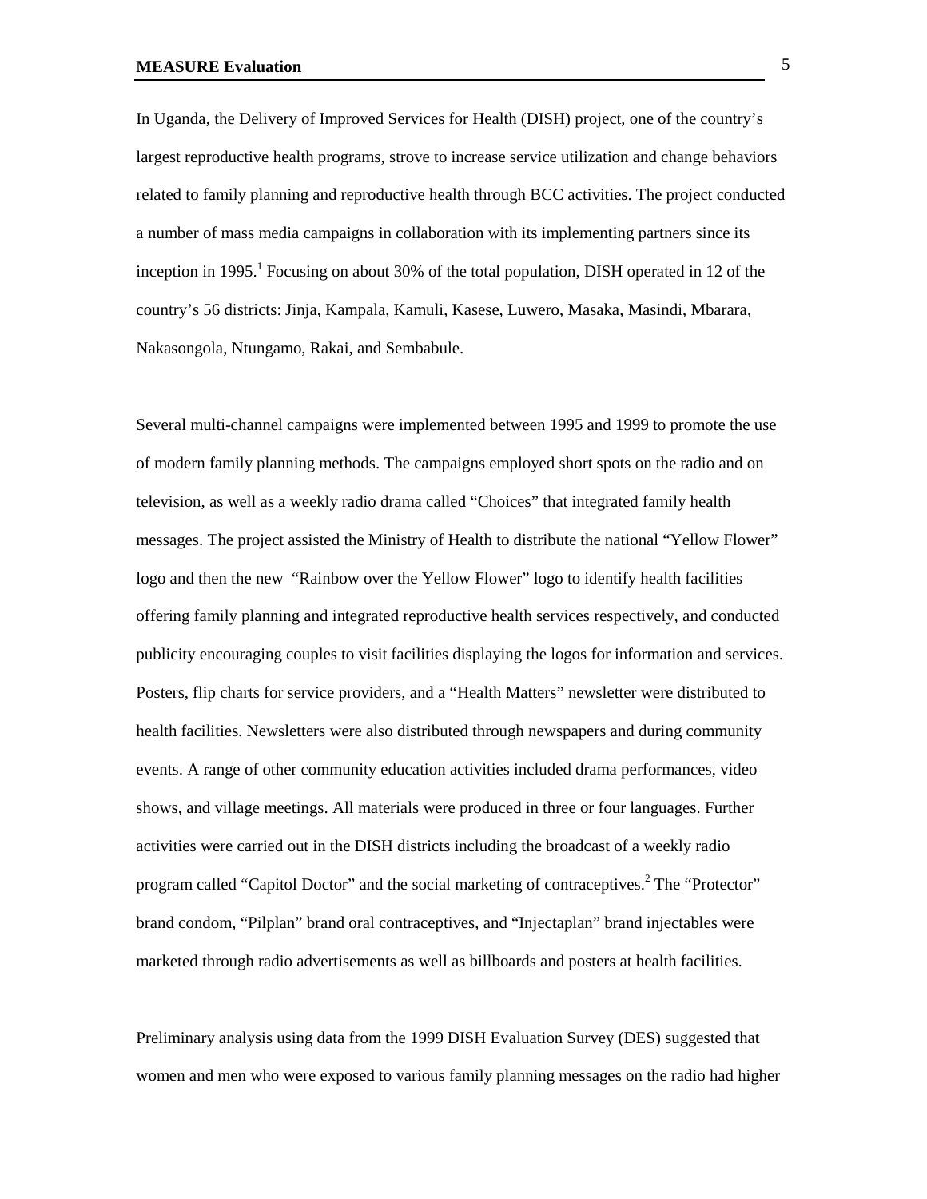In Uganda, the Delivery of Improved Services for Health (DISH) project, one of the country's largest reproductive health programs, strove to increase service utilization and change behaviors related to family planning and reproductive health through BCC activities. The project conducted a number of mass media campaigns in collaboration with its implementing partners since its inception in 1995.[1] Focusing on about 30% of the total population, DISH operated in 12 of the country's 56 districts: Jinja, Kampala, Kamuli, Kasese, Luwero, Masaka, Masindi, Mbarara, Nakasongola, Ntungamo, Rakai, and Sembabule.

Several multi-channel campaigns were implemented between 1995 and 1999 to promote the use of modern family planning methods. The campaigns employed short spots on the radio and on television, as well as a weekly radio drama called "Choices" that integrated family health messages. The project assisted the Ministry of Health to distribute the national "Yellow Flower" logo and then the new "Rainbow over the Yellow Flower" logo to identify health facilities offering family planning and integrated reproductive health services respectively, and conducted publicity encouraging couples to visit facilities displaying the logos for information and services. Posters, flip charts for service providers, and a "Health Matters" newsletter were distributed to health facilities. Newsletters were also distributed through newspapers and during community events. A range of other community education activities included drama performances, video shows, and village meetings. All materials were produced in three or four languages. Further activities were carried out in the DISH districts including the broadcast of a weekly radio program called "Capitol Doctor" and the social marketing of contraceptives.[2] The "Protector" brand condom, "Pilplan" brand oral contraceptives, and "Injectaplan" brand injectables were marketed through radio advertisements as well as billboards and posters at health facilities.

Preliminary analysis using data from the 1999 DISH Evaluation Survey (DES) suggested that women and men who were exposed to various family planning messages on the radio had higher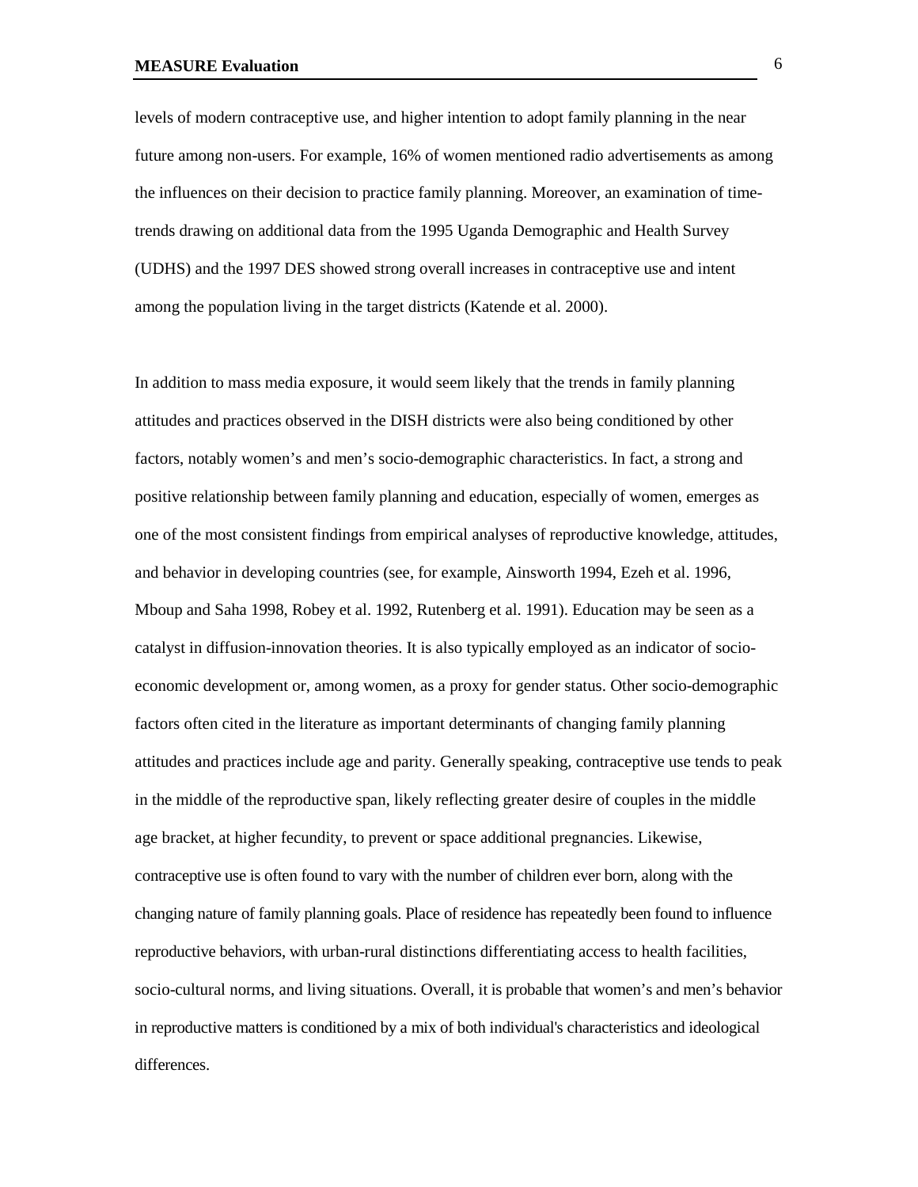levels of modern contraceptive use, and higher intention to adopt family planning in the near future among non-users. For example, 16% of women mentioned radio advertisements as among the influences on their decision to practice family planning. Moreover, an examination of time-trends drawing on additional data from the 1995 Uganda Demographic and Health Survey (UDHS) and the 1997 DES showed strong overall increases in contraceptive use and intent among the population living in the target districts (Katende et al. 2000).

In addition to mass media exposure, it would seem likely that the trends in family planning attitudes and practices observed in the DISH districts were also being conditioned by other factors, notably women's and men's socio-demographic characteristics. In fact, a strong and positive relationship between family planning and education, especially of women, emerges as one of the most consistent findings from empirical analyses of reproductive knowledge, attitudes, and behavior in developing countries (see, for example, Ainsworth 1994, Ezeh et al. 1996, Mboup and Saha 1998, Robey et al. 1992, Rutenberg et al. 1991). Education may be seen as a catalyst in diffusion-innovation theories. It is also typically employed as an indicator of socio-economic development or, among women, as a proxy for gender status. Other socio-demographic factors often cited in the literature as important determinants of changing family planning attitudes and practices include age and parity. Generally speaking, contraceptive use tends to peak in the middle of the reproductive span, likely reflecting greater desire of couples in the middle age bracket, at higher fecundity, to prevent or space additional pregnancies. Likewise, contraceptive use is often found to vary with the number of children ever born, along with the changing nature of family planning goals. Place of residence has repeatedly been found to influence reproductive behaviors, with urban-rural distinctions differentiating access to health facilities, socio-cultural norms, and living situations. Overall, it is probable that women's and men's behavior in reproductive matters is conditioned by a mix of both individual's characteristics and ideological differences.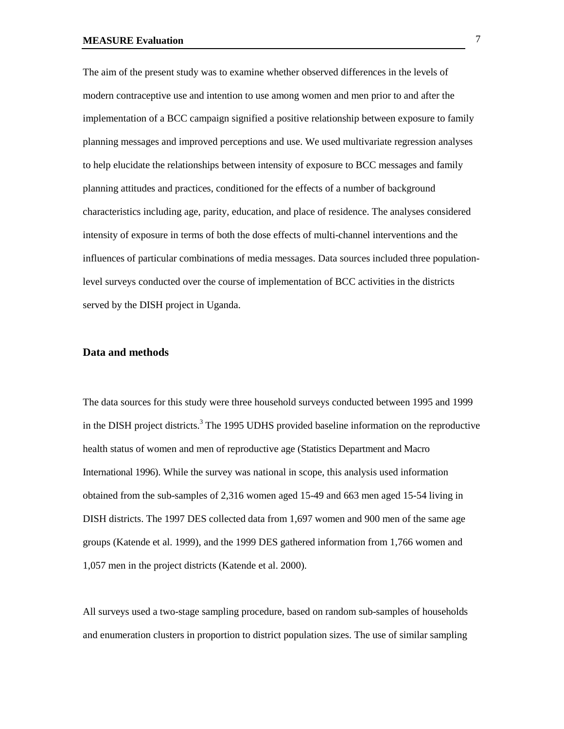The aim of the present study was to examine whether observed differences in the levels of modern contraceptive use and intention to use among women and men prior to and after the implementation of a BCC campaign signified a positive relationship between exposure to family planning messages and improved perceptions and use. We used multivariate regression analyses to help elucidate the relationships between intensity of exposure to BCC messages and family planning attitudes and practices, conditioned for the effects of a number of background characteristics including age, parity, education, and place of residence. The analyses considered intensity of exposure in terms of both the dose effects of multi-channel interventions and the influences of particular combinations of media messages. Data sources included three population-level surveys conducted over the course of implementation of BCC activities in the districts served by the DISH project in Uganda.

## Data and methods

The data sources for this study were three household surveys conducted between 1995 and 1999 in the DISH project districts.[3] The 1995 UDHS provided baseline information on the reproductive health status of women and men of reproductive age (Statistics Department and Macro International 1996). While the survey was national in scope, this analysis used information obtained from the sub-samples of 2,316 women aged 15-49 and 663 men aged 15-54 living in DISH districts. The 1997 DES collected data from 1,697 women and 900 men of the same age groups (Katende et al. 1999), and the 1999 DES gathered information from 1,766 women and 1,057 men in the project districts (Katende et al. 2000).

All surveys used a two-stage sampling procedure, based on random sub-samples of households and enumeration clusters in proportion to district population sizes. The use of similar sampling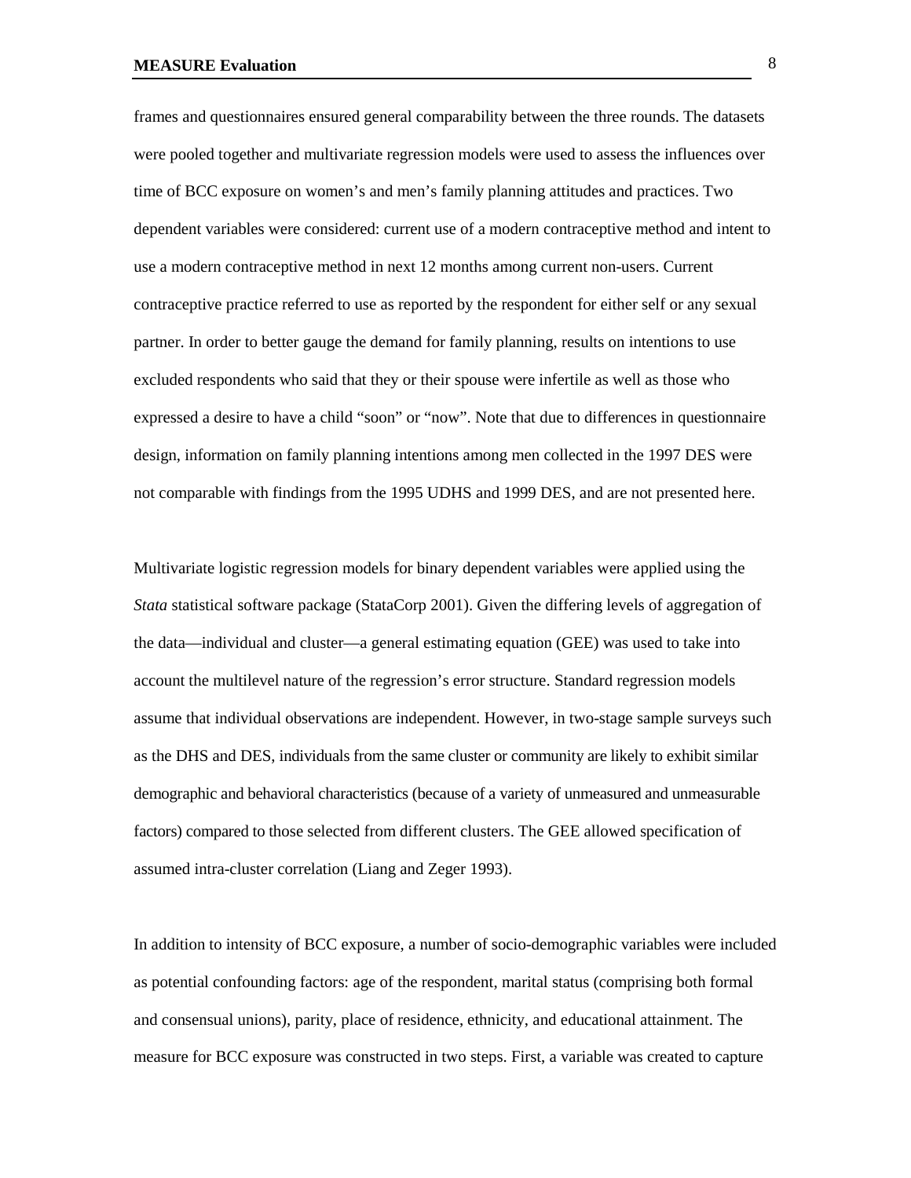frames and questionnaires ensured general comparability between the three rounds. The datasets were pooled together and multivariate regression models were used to assess the influences over time of BCC exposure on women's and men's family planning attitudes and practices. Two dependent variables were considered: current use of a modern contraceptive method and intent to use a modern contraceptive method in next 12 months among current non-users. Current contraceptive practice referred to use as reported by the respondent for either self or any sexual partner. In order to better gauge the demand for family planning, results on intentions to use excluded respondents who said that they or their spouse were infertile as well as those who expressed a desire to have a child "soon" or "now". Note that due to differences in questionnaire design, information on family planning intentions among men collected in the 1997 DES were not comparable with findings from the 1995 UDHS and 1999 DES, and are not presented here.

Multivariate logistic regression models for binary dependent variables were applied using the *Stata* statistical software package (StataCorp 2001). Given the differing levels of aggregation of the data—individual and cluster—a general estimating equation (GEE) was used to take into account the multilevel nature of the regression's error structure. Standard regression models assume that individual observations are independent. However, in two-stage sample surveys such as the DHS and DES, individuals from the same cluster or community are likely to exhibit similar demographic and behavioral characteristics (because of a variety of unmeasured and unmeasurable factors) compared to those selected from different clusters. The GEE allowed specification of assumed intra-cluster correlation (Liang and Zeger 1993).

In addition to intensity of BCC exposure, a number of socio-demographic variables were included as potential confounding factors: age of the respondent, marital status (comprising both formal and consensual unions), parity, place of residence, ethnicity, and educational attainment. The measure for BCC exposure was constructed in two steps. First, a variable was created to capture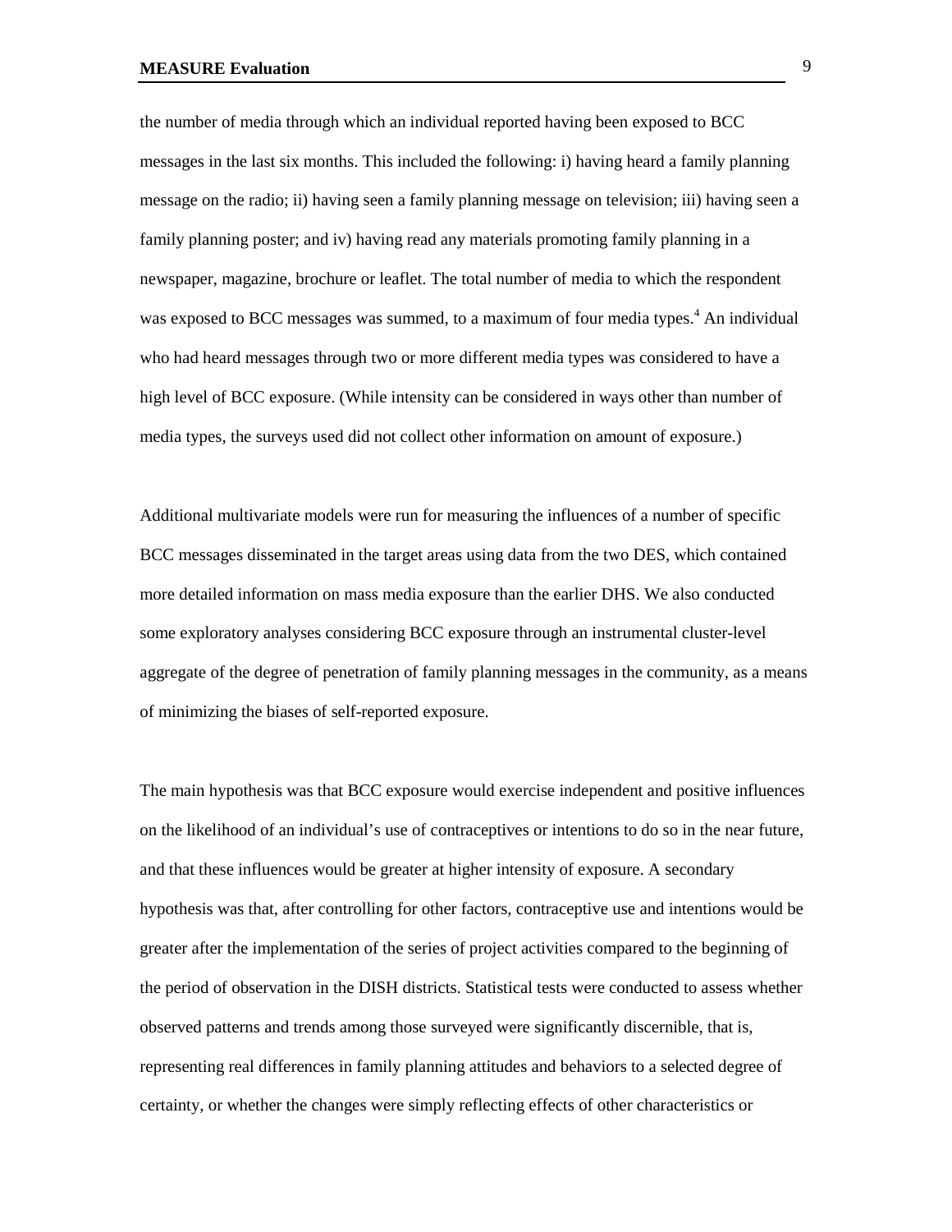the number of media through which an individual reported having been exposed to BCC messages in the last six months. This included the following: i) having heard a family planning message on the radio; ii) having seen a family planning message on television; iii) having seen a family planning poster; and iv) having read any materials promoting family planning in a newspaper, magazine, brochure or leaflet. The total number of media to which the respondent was exposed to BCC messages was summed, to a maximum of four media types.[4] An individual who had heard messages through two or more different media types was considered to have a high level of BCC exposure. (While intensity can be considered in ways other than number of media types, the surveys used did not collect other information on amount of exposure.)

Additional multivariate models were run for measuring the influences of a number of specific BCC messages disseminated in the target areas using data from the two DES, which contained more detailed information on mass media exposure than the earlier DHS. We also conducted some exploratory analyses considering BCC exposure through an instrumental cluster-level aggregate of the degree of penetration of family planning messages in the community, as a means of minimizing the biases of self-reported exposure.

The main hypothesis was that BCC exposure would exercise independent and positive influences on the likelihood of an individual's use of contraceptives or intentions to do so in the near future, and that these influences would be greater at higher intensity of exposure. A secondary hypothesis was that, after controlling for other factors, contraceptive use and intentions would be greater after the implementation of the series of project activities compared to the beginning of the period of observation in the DISH districts. Statistical tests were conducted to assess whether observed patterns and trends among those surveyed were significantly discernible, that is, representing real differences in family planning attitudes and behaviors to a selected degree of certainty, or whether the changes were simply reflecting effects of other characteristics or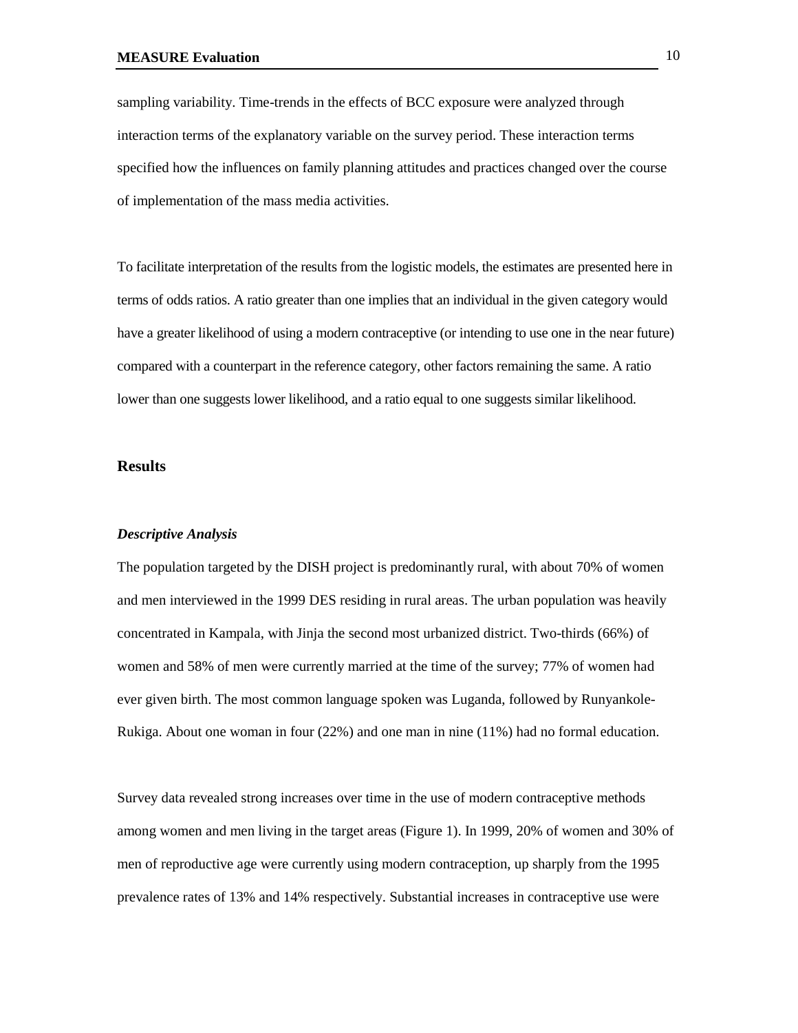sampling variability. Time-trends in the effects of BCC exposure were analyzed through interaction terms of the explanatory variable on the survey period. These interaction terms specified how the influences on family planning attitudes and practices changed over the course of implementation of the mass media activities.

To facilitate interpretation of the results from the logistic models, the estimates are presented here in terms of odds ratios. A ratio greater than one implies that an individual in the given category would have a greater likelihood of using a modern contraceptive (or intending to use one in the near future) compared with a counterpart in the reference category, other factors remaining the same. A ratio lower than one suggests lower likelihood, and a ratio equal to one suggests similar likelihood.

## Results

### *Descriptive Analysis*

The population targeted by the DISH project is predominantly rural, with about 70% of women and men interviewed in the 1999 DES residing in rural areas. The urban population was heavily concentrated in Kampala, with Jinja the second most urbanized district. Two-thirds (66%) of women and 58% of men were currently married at the time of the survey; 77% of women had ever given birth. The most common language spoken was Luganda, followed by Runyankole-Rukiga. About one woman in four (22%) and one man in nine (11%) had no formal education.

Survey data revealed strong increases over time in the use of modern contraceptive methods among women and men living in the target areas (Figure 1). In 1999, 20% of women and 30% of men of reproductive age were currently using modern contraception, up sharply from the 1995 prevalence rates of 13% and 14% respectively. Substantial increases in contraceptive use were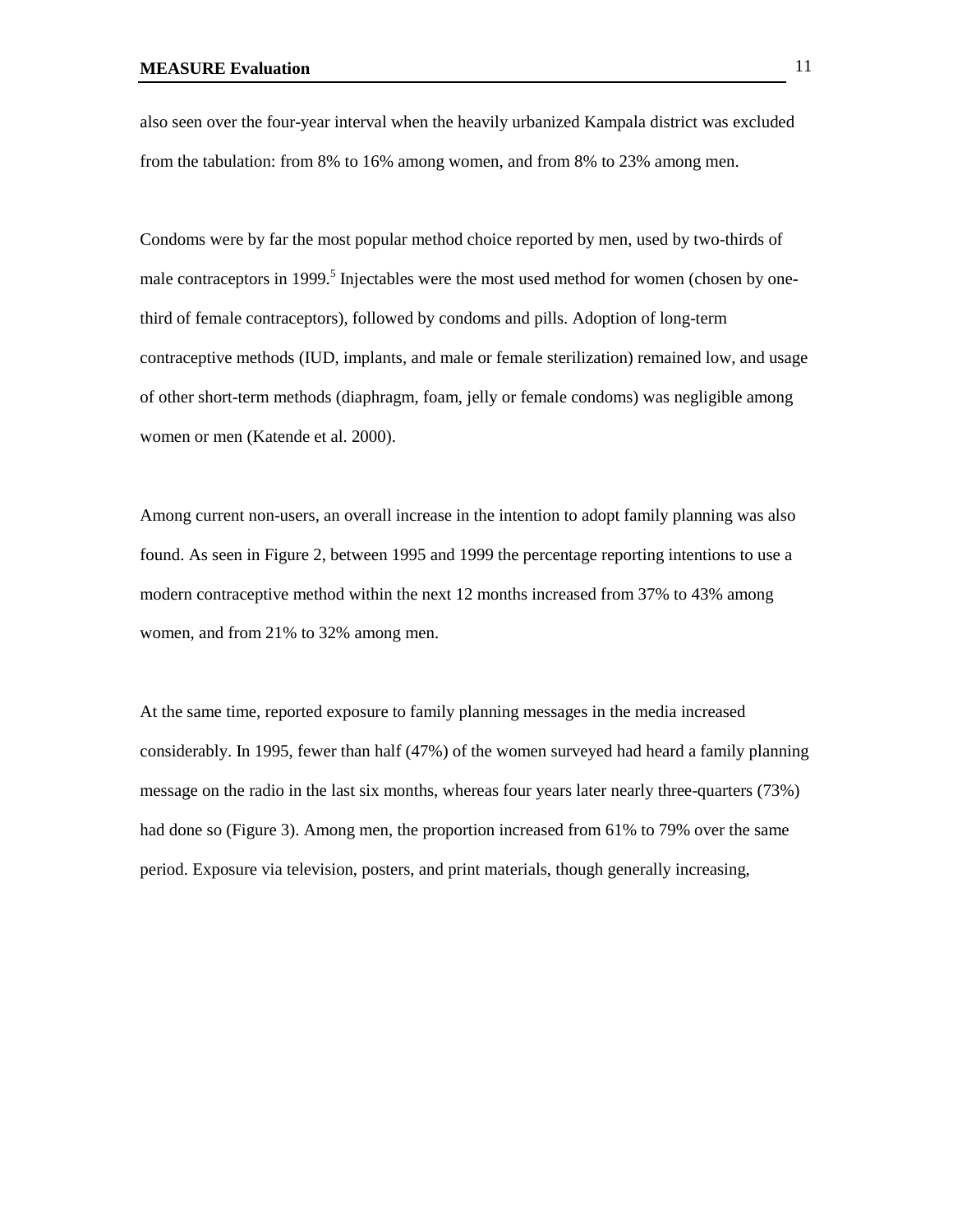also seen over the four-year interval when the heavily urbanized Kampala district was excluded from the tabulation: from 8% to 16% among women, and from 8% to 23% among men.

Condoms were by far the most popular method choice reported by men, used by two-thirds of male contraceptors in 1999.[5] Injectables were the most used method for women (chosen by one-third of female contraceptors), followed by condoms and pills. Adoption of long-term contraceptive methods (IUD, implants, and male or female sterilization) remained low, and usage of other short-term methods (diaphragm, foam, jelly or female condoms) was negligible among women or men (Katende et al. 2000).

Among current non-users, an overall increase in the intention to adopt family planning was also found. As seen in Figure 2, between 1995 and 1999 the percentage reporting intentions to use a modern contraceptive method within the next 12 months increased from 37% to 43% among women, and from 21% to 32% among men.

At the same time, reported exposure to family planning messages in the media increased considerably. In 1995, fewer than half (47%) of the women surveyed had heard a family planning message on the radio in the last six months, whereas four years later nearly three-quarters (73%) had done so (Figure 3). Among men, the proportion increased from 61% to 79% over the same period. Exposure via television, posters, and print materials, though generally increasing,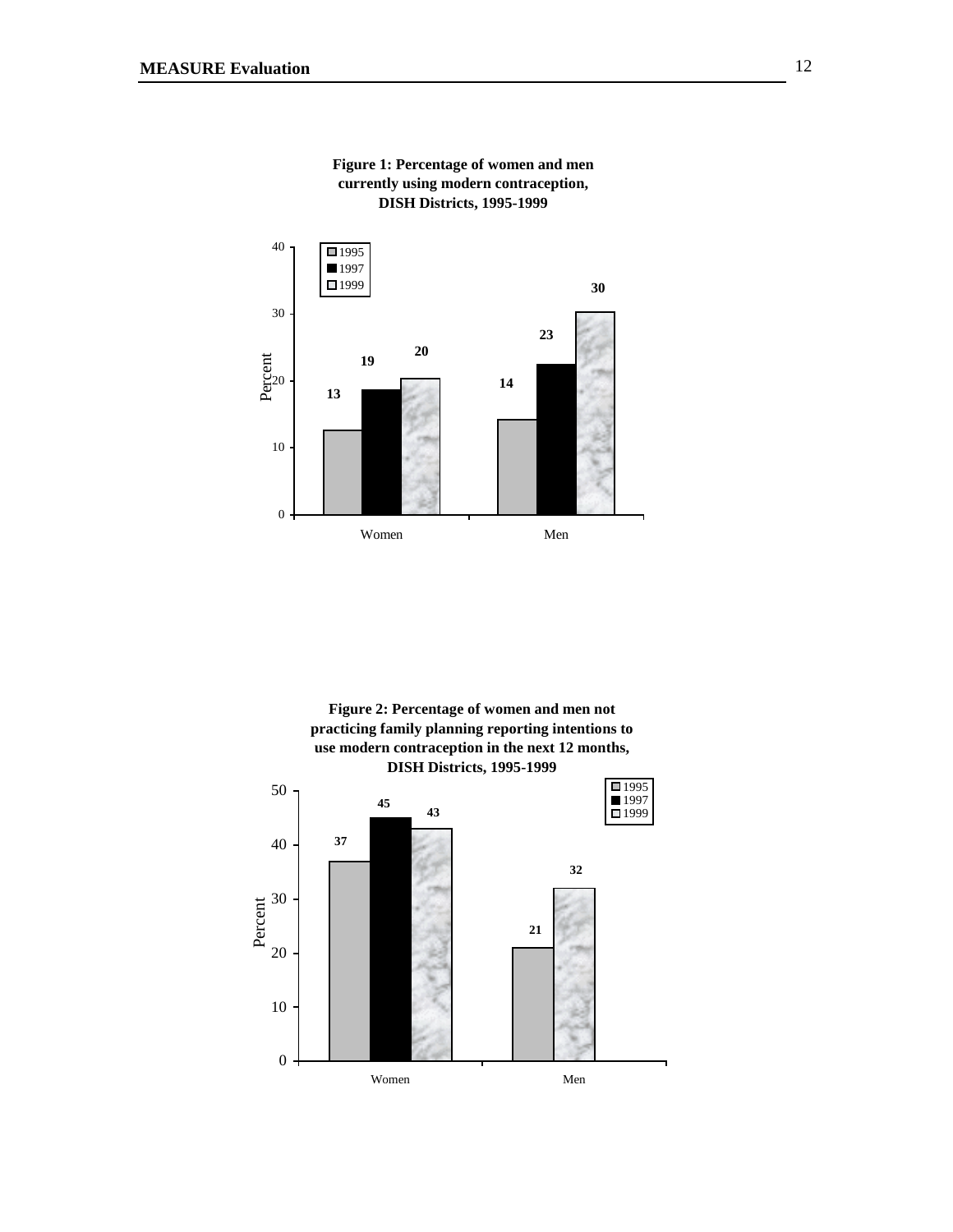**Figure 1: Percentage of women and men currently using modern contraception, DISH Districts, 1995-1999**

| | 1995 | 1997 | 1999 |
|---|---|---|---|
| Women | 13 | 19 | 20 |
| Men | 14 | 23 | 30 |

**Figure 2: Percentage of women and men not practicing family planning reporting intentions to use modern contraception in the next 12 months, DISH Districts, 1995-1999**

| | 1995 | 1997 | 1999 |
|---|---|---|---|
| Women | 37 | 45 | 43 |
| Men | 21 | | 32 |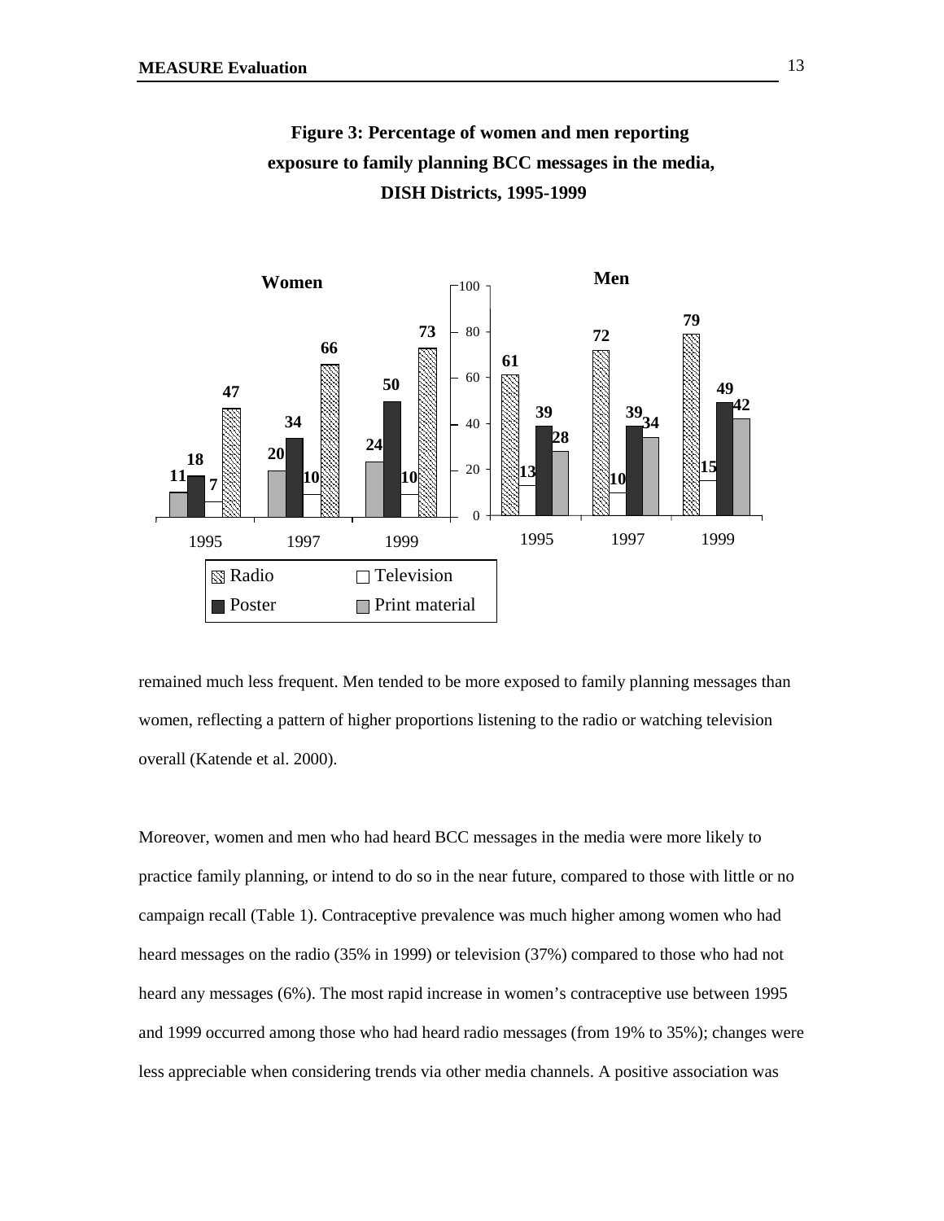**Figure 3: Percentage of women and men reporting exposure to family planning BCC messages in the media, DISH Districts, 1995-1999**

remained much less frequent. Men tended to be more exposed to family planning messages than women, reflecting a pattern of higher proportions listening to the radio or watching television overall (Katende et al. 2000).

Moreover, women and men who had heard BCC messages in the media were more likely to practice family planning, or intend to do so in the near future, compared to those with little or no campaign recall (Table 1). Contraceptive prevalence was much higher among women who had heard messages on the radio (35% in 1999) or television (37%) compared to those who had not heard any messages (6%). The most rapid increase in women's contraceptive use between 1995 and 1999 occurred among those who had heard radio messages (from 19% to 35%); changes were less appreciable when considering trends via other media channels. A positive association was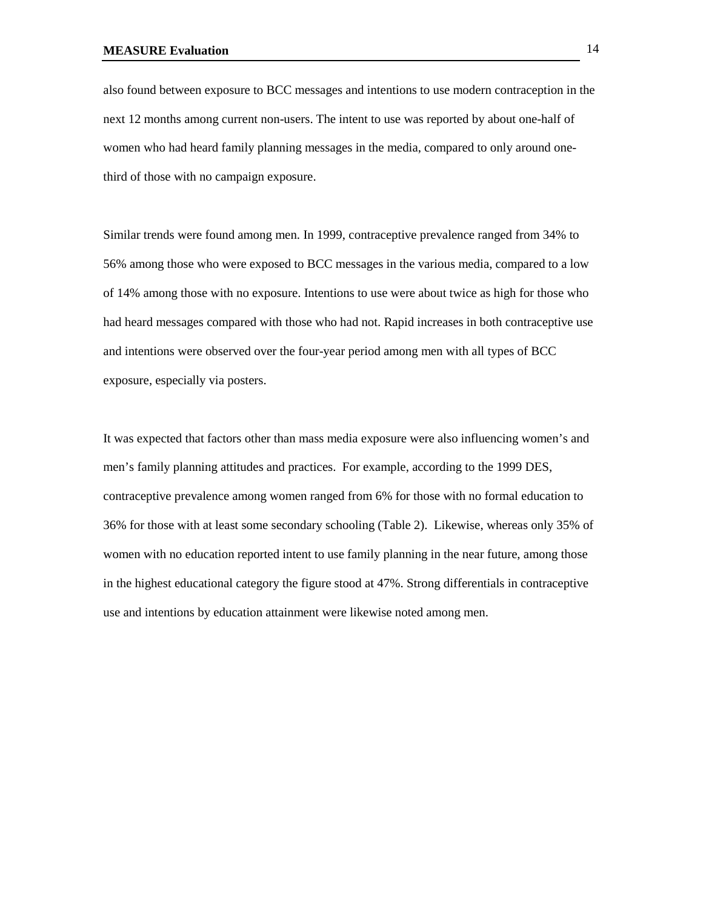also found between exposure to BCC messages and intentions to use modern contraception in the next 12 months among current non-users. The intent to use was reported by about one-half of women who had heard family planning messages in the media, compared to only around one-third of those with no campaign exposure.

Similar trends were found among men. In 1999, contraceptive prevalence ranged from 34% to 56% among those who were exposed to BCC messages in the various media, compared to a low of 14% among those with no exposure. Intentions to use were about twice as high for those who had heard messages compared with those who had not. Rapid increases in both contraceptive use and intentions were observed over the four-year period among men with all types of BCC exposure, especially via posters.

It was expected that factors other than mass media exposure were also influencing women's and men's family planning attitudes and practices. For example, according to the 1999 DES, contraceptive prevalence among women ranged from 6% for those with no formal education to 36% for those with at least some secondary schooling (Table 2). Likewise, whereas only 35% of women with no education reported intent to use family planning in the near future, among those in the highest educational category the figure stood at 47%. Strong differentials in contraceptive use and intentions by education attainment were likewise noted among men.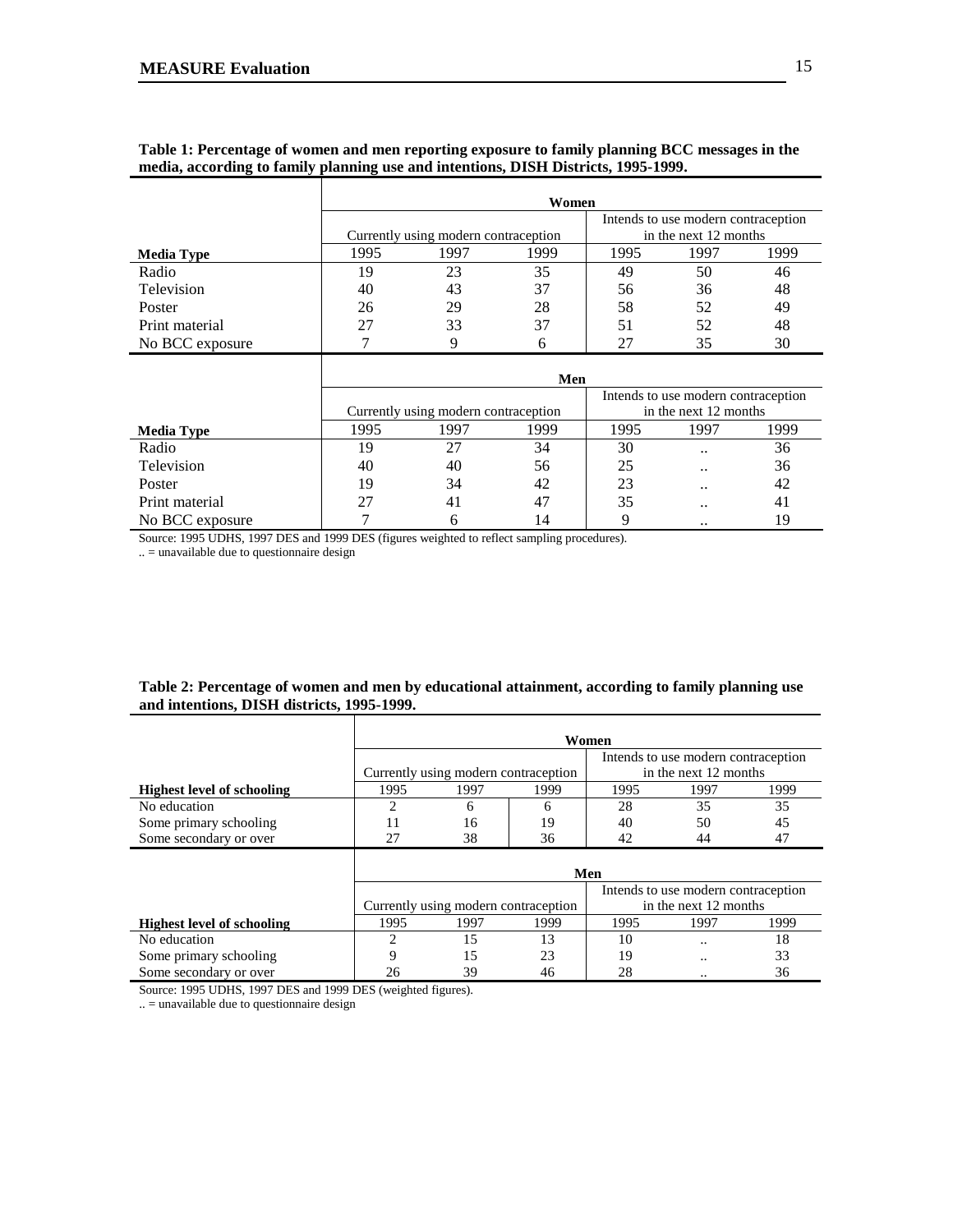**Table 1: Percentage of women and men reporting exposure to family planning BCC messages in the media, according to family planning use and intentions, DISH Districts, 1995-1999.**

| | Women | | | | | |
|---|---|---|---|---|---|---|
| | Currently using modern contraception | | | Intends to use modern contraception in the next 12 months | | |
| **Media Type** | 1995 | 1997 | 1999 | 1995 | 1997 | 1999 |
| Radio | 19 | 23 | 35 | 49 | 50 | 46 |
| Television | 40 | 43 | 37 | 56 | 36 | 48 |
| Poster | 26 | 29 | 28 | 58 | 52 | 49 |
| Print material | 27 | 33 | 37 | 51 | 52 | 48 |
| No BCC exposure | 7 | 9 | 6 | 27 | 35 | 30 |
| | **Men** | | | | | |
| | Currently using modern contraception | | | Intends to use modern contraception in the next 12 months | | |
| **Media Type** | 1995 | 1997 | 1999 | 1995 | 1997 | 1999 |
| Radio | 19 | 27 | 34 | 30 | .. | 36 |
| Television | 40 | 40 | 56 | 25 | .. | 36 |
| Poster | 19 | 34 | 42 | 23 | .. | 42 |
| Print material | 27 | 41 | 47 | 35 | .. | 41 |
| No BCC exposure | 7 | 6 | 14 | 9 | .. | 19 |

Source: 1995 UDHS, 1997 DES and 1999 DES (figures weighted to reflect sampling procedures).
.. = unavailable due to questionnaire design

**Table 2: Percentage of women and men by educational attainment, according to family planning use and intentions, DISH districts, 1995-1999.**

| | Women | | | | | |
|---|---|---|---|---|---|---|
| | Currently using modern contraception | | | Intends to use modern contraception in the next 12 months | | |
| **Highest level of schooling** | 1995 | 1997 | 1999 | 1995 | 1997 | 1999 |
| No education | 2 | 6 | 6 | 28 | 35 | 35 |
| Some primary schooling | 11 | 16 | 19 | 40 | 50 | 45 |
| Some secondary or over | 27 | 38 | 36 | 42 | 44 | 47 |
| | **Men** | | | | | |
| | Currently using modern contraception | | | Intends to use modern contraception in the next 12 months | | |
| **Highest level of schooling** | 1995 | 1997 | 1999 | 1995 | 1997 | 1999 |
| No education | 2 | 15 | 13 | 10 | .. | 18 |
| Some primary schooling | 9 | 15 | 23 | 19 | .. | 33 |
| Some secondary or over | 26 | 39 | 46 | 28 | .. | 36 |

Source: 1995 UDHS, 1997 DES and 1999 DES (weighted figures).
.. = unavailable due to questionnaire design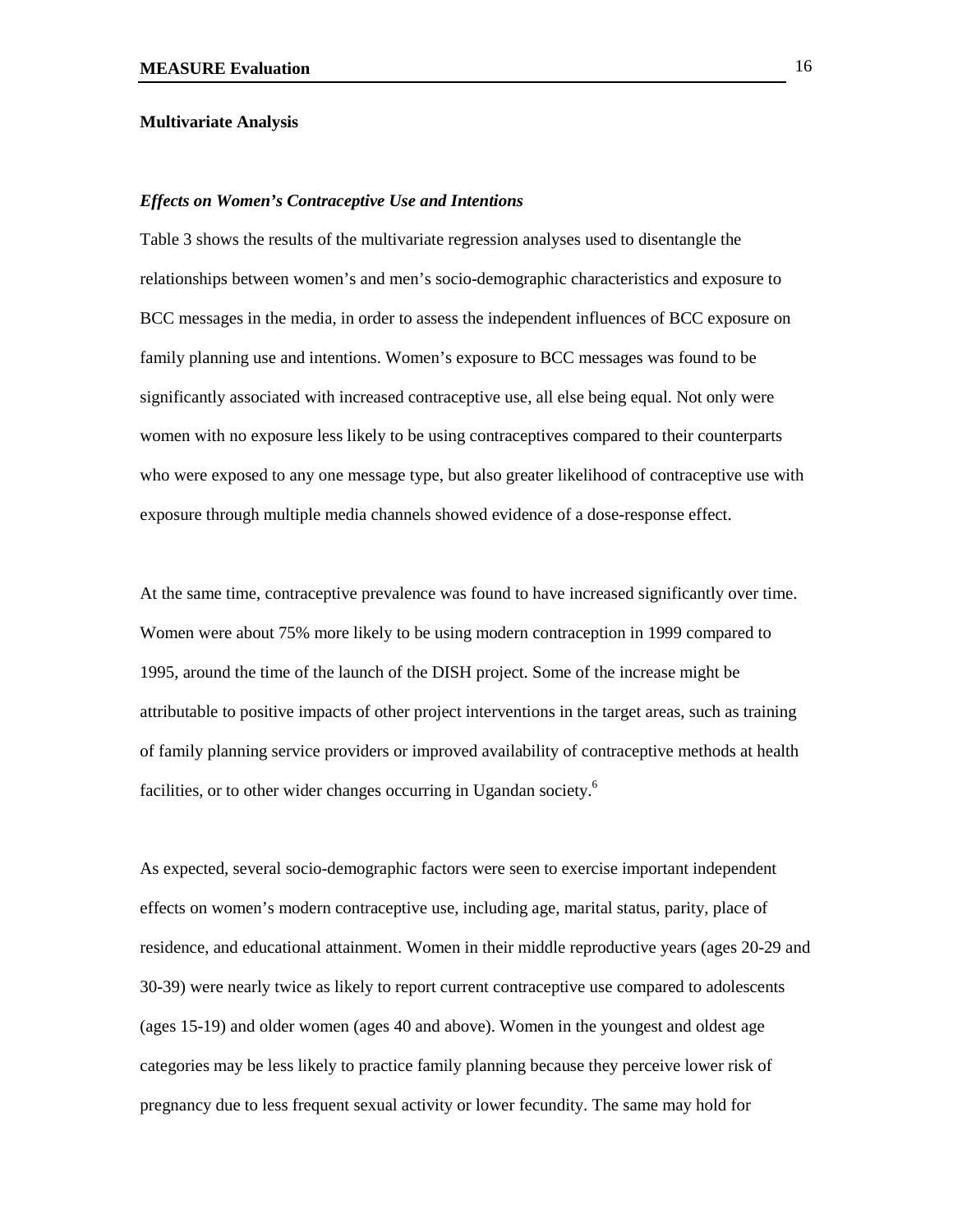## Multivariate Analysis

### *Effects on Women's Contraceptive Use and Intentions*

Table 3 shows the results of the multivariate regression analyses used to disentangle the relationships between women's and men's socio-demographic characteristics and exposure to BCC messages in the media, in order to assess the independent influences of BCC exposure on family planning use and intentions. Women's exposure to BCC messages was found to be significantly associated with increased contraceptive use, all else being equal. Not only were women with no exposure less likely to be using contraceptives compared to their counterparts who were exposed to any one message type, but also greater likelihood of contraceptive use with exposure through multiple media channels showed evidence of a dose-response effect.

At the same time, contraceptive prevalence was found to have increased significantly over time. Women were about 75% more likely to be using modern contraception in 1999 compared to 1995, around the time of the launch of the DISH project. Some of the increase might be attributable to positive impacts of other project interventions in the target areas, such as training of family planning service providers or improved availability of contraceptive methods at health facilities, or to other wider changes occurring in Ugandan society.[6]

As expected, several socio-demographic factors were seen to exercise important independent effects on women's modern contraceptive use, including age, marital status, parity, place of residence, and educational attainment. Women in their middle reproductive years (ages 20-29 and 30-39) were nearly twice as likely to report current contraceptive use compared to adolescents (ages 15-19) and older women (ages 40 and above). Women in the youngest and oldest age categories may be less likely to practice family planning because they perceive lower risk of pregnancy due to less frequent sexual activity or lower fecundity. The same may hold for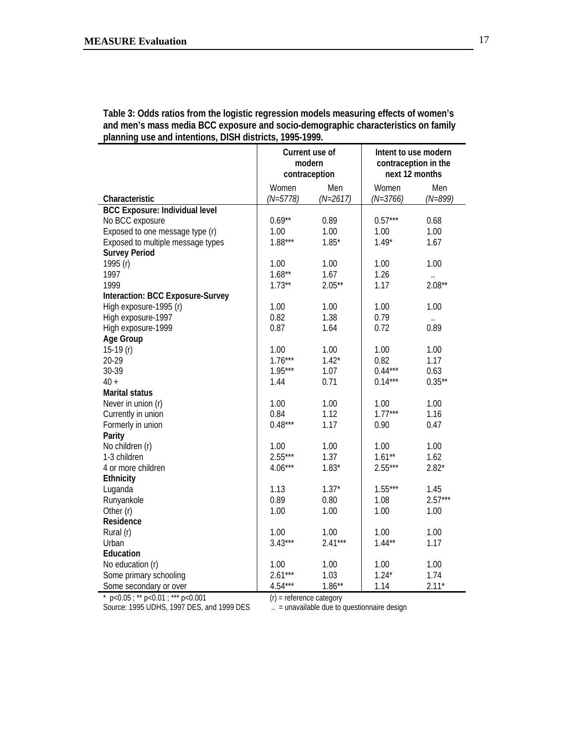**Table 3: Odds ratios from the logistic regression models measuring effects of women's and men's mass media BCC exposure and socio-demographic characteristics on family planning use and intentions, DISH districts, 1995-1999.**

| | Current use of modern contraception | | Intent to use modern contraception in the next 12 months | |
|---|---|---|---|---|
| Characteristic | Women *(N=5778)* | Men *(N=2617)* | Women *(N=3766)* | Men *(N=899)* |
| **BCC Exposure: Individual level** | | | | |
| No BCC exposure | 0.69** | 0.89 | 0.57*** | 0.68 |
| Exposed to one message type (r) | 1.00 | 1.00 | 1.00 | 1.00 |
| Exposed to multiple message types | 1.88*** | 1.85* | 1.49* | 1.67 |
| **Survey Period** | | | | |
| 1995 (r) | 1.00 | 1.00 | 1.00 | 1.00 |
| 1997 | 1.68** | 1.67 | 1.26 | .. |
| 1999 | 1.73** | 2.05** | 1.17 | 2.08** |
| **Interaction: BCC Exposure-Survey** | | | | |
| High exposure-1995 (r) | 1.00 | 1.00 | 1.00 | 1.00 |
| High exposure-1997 | 0.82 | 1.38 | 0.79 | .. |
| High exposure-1999 | 0.87 | 1.64 | 0.72 | 0.89 |
| **Age Group** | | | | |
| 15-19 (r) | 1.00 | 1.00 | 1.00 | 1.00 |
| 20-29 | 1.76*** | 1.42* | 0.82 | 1.17 |
| 30-39 | 1.95*** | 1.07 | 0.44*** | 0.63 |
| 40 + | 1.44 | 0.71 | 0.14*** | 0.35** |
| **Marital status** | | | | |
| Never in union (r) | 1.00 | 1.00 | 1.00 | 1.00 |
| Currently in union | 0.84 | 1.12 | 1.77*** | 1.16 |
| Formerly in union | 0.48*** | 1.17 | 0.90 | 0.47 |
| **Parity** | | | | |
| No children (r) | 1.00 | 1.00 | 1.00 | 1.00 |
| 1-3 children | 2.55*** | 1.37 | 1.61** | 1.62 |
| 4 or more children | 4.06*** | 1.83* | 2.55*** | 2.82* |
| **Ethnicity** | | | | |
| Luganda | 1.13 | 1.37* | 1.55*** | 1.45 |
| Runyankole | 0.89 | 0.80 | 1.08 | 2.57*** |
| Other (r) | 1.00 | 1.00 | 1.00 | 1.00 |
| **Residence** | | | | |
| Rural (r) | 1.00 | 1.00 | 1.00 | 1.00 |
| Urban | 3.43*** | 2.41*** | 1.44** | 1.17 |
| **Education** | | | | |
| No education (r) | 1.00 | 1.00 | 1.00 | 1.00 |
| Some primary schooling | 2.61*** | 1.03 | 1.24* | 1.74 |
| Some secondary or over | 4.54*** | 1.86** | 1.14 | 2.11* |

* p<0.05 ; ** p<0.01 ; *** p<0.001 (r) = reference category

Source: 1995 UDHS, 1997 DES, and 1999 DES .. = unavailable due to questionnaire design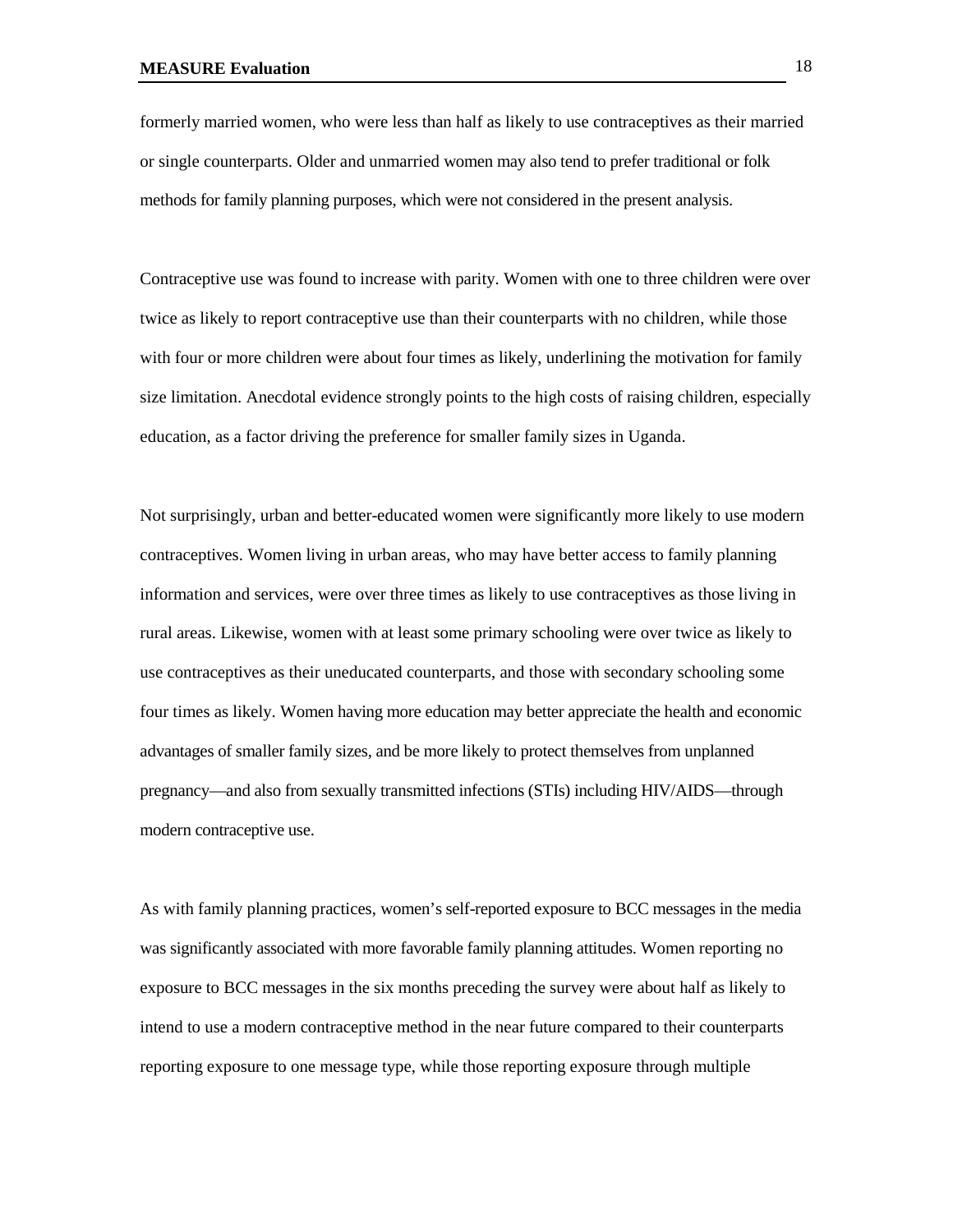formerly married women, who were less than half as likely to use contraceptives as their married or single counterparts. Older and unmarried women may also tend to prefer traditional or folk methods for family planning purposes, which were not considered in the present analysis.

Contraceptive use was found to increase with parity. Women with one to three children were over twice as likely to report contraceptive use than their counterparts with no children, while those with four or more children were about four times as likely, underlining the motivation for family size limitation. Anecdotal evidence strongly points to the high costs of raising children, especially education, as a factor driving the preference for smaller family sizes in Uganda.

Not surprisingly, urban and better-educated women were significantly more likely to use modern contraceptives. Women living in urban areas, who may have better access to family planning information and services, were over three times as likely to use contraceptives as those living in rural areas. Likewise, women with at least some primary schooling were over twice as likely to use contraceptives as their uneducated counterparts, and those with secondary schooling some four times as likely. Women having more education may better appreciate the health and economic advantages of smaller family sizes, and be more likely to protect themselves from unplanned pregnancy—and also from sexually transmitted infections (STIs) including HIV/AIDS—through modern contraceptive use.

As with family planning practices, women's self-reported exposure to BCC messages in the media was significantly associated with more favorable family planning attitudes. Women reporting no exposure to BCC messages in the six months preceding the survey were about half as likely to intend to use a modern contraceptive method in the near future compared to their counterparts reporting exposure to one message type, while those reporting exposure through multiple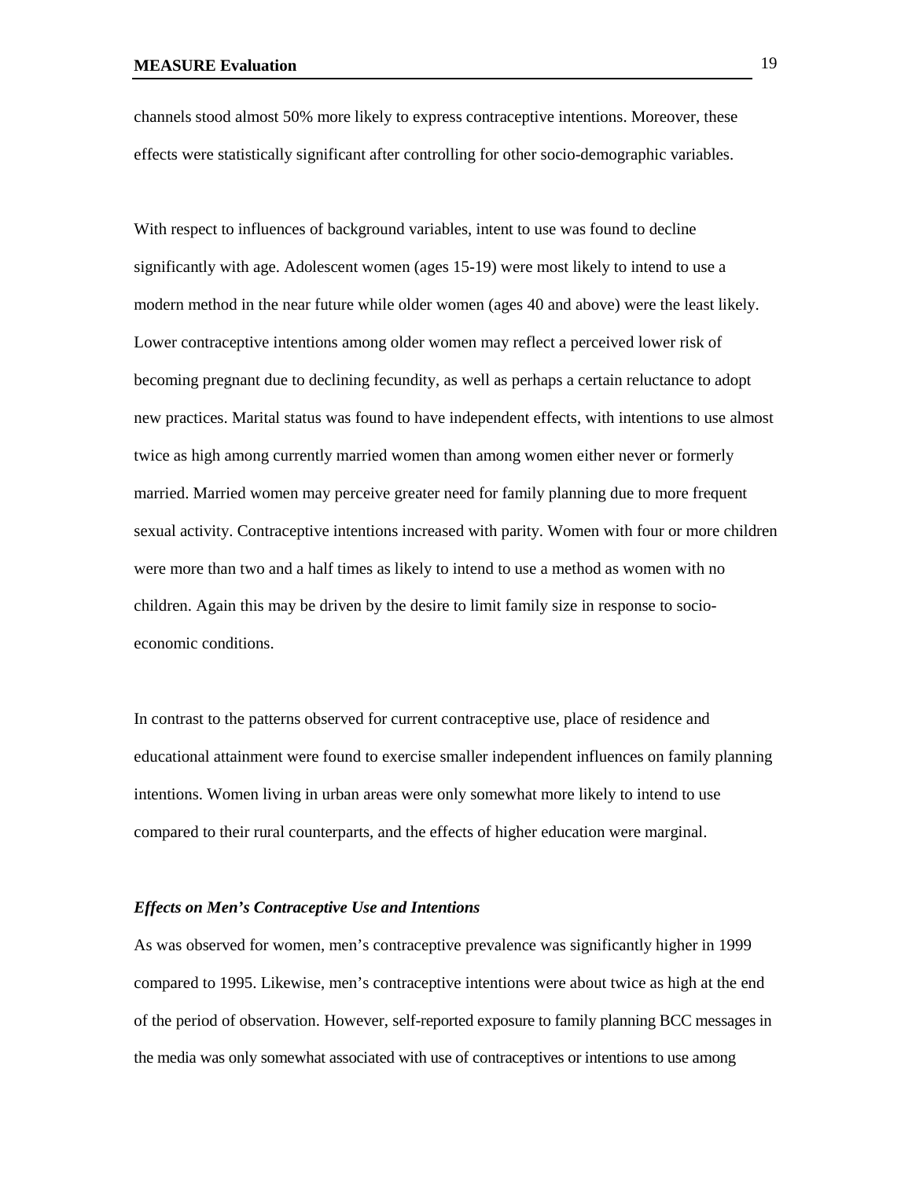channels stood almost 50% more likely to express contraceptive intentions. Moreover, these effects were statistically significant after controlling for other socio-demographic variables.

With respect to influences of background variables, intent to use was found to decline significantly with age. Adolescent women (ages 15-19) were most likely to intend to use a modern method in the near future while older women (ages 40 and above) were the least likely. Lower contraceptive intentions among older women may reflect a perceived lower risk of becoming pregnant due to declining fecundity, as well as perhaps a certain reluctance to adopt new practices. Marital status was found to have independent effects, with intentions to use almost twice as high among currently married women than among women either never or formerly married. Married women may perceive greater need for family planning due to more frequent sexual activity. Contraceptive intentions increased with parity. Women with four or more children were more than two and a half times as likely to intend to use a method as women with no children. Again this may be driven by the desire to limit family size in response to socio-economic conditions.

In contrast to the patterns observed for current contraceptive use, place of residence and educational attainment were found to exercise smaller independent influences on family planning intentions. Women living in urban areas were only somewhat more likely to intend to use compared to their rural counterparts, and the effects of higher education were marginal.

### *Effects on Men's Contraceptive Use and Intentions*

As was observed for women, men's contraceptive prevalence was significantly higher in 1999 compared to 1995. Likewise, men's contraceptive intentions were about twice as high at the end of the period of observation. However, self-reported exposure to family planning BCC messages in the media was only somewhat associated with use of contraceptives or intentions to use among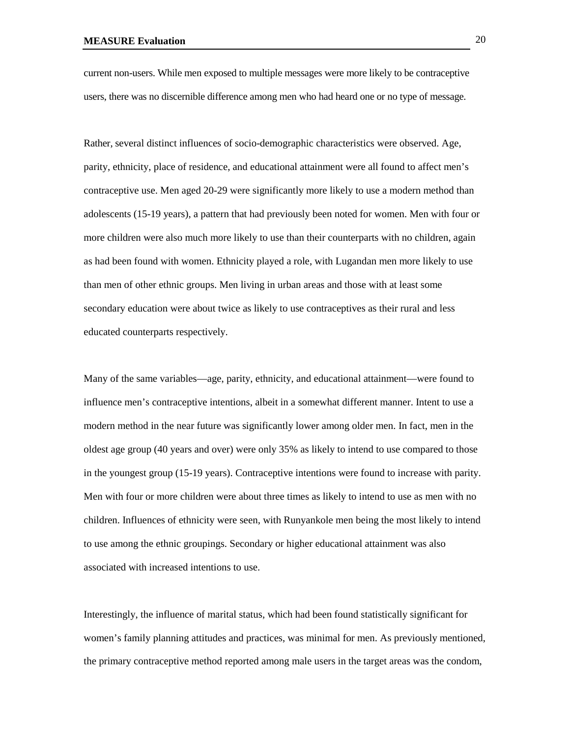current non-users. While men exposed to multiple messages were more likely to be contraceptive users, there was no discernible difference among men who had heard one or no type of message.

Rather, several distinct influences of socio-demographic characteristics were observed. Age, parity, ethnicity, place of residence, and educational attainment were all found to affect men's contraceptive use. Men aged 20-29 were significantly more likely to use a modern method than adolescents (15-19 years), a pattern that had previously been noted for women. Men with four or more children were also much more likely to use than their counterparts with no children, again as had been found with women. Ethnicity played a role, with Lugandan men more likely to use than men of other ethnic groups. Men living in urban areas and those with at least some secondary education were about twice as likely to use contraceptives as their rural and less educated counterparts respectively.

Many of the same variables—age, parity, ethnicity, and educational attainment—were found to influence men's contraceptive intentions, albeit in a somewhat different manner. Intent to use a modern method in the near future was significantly lower among older men. In fact, men in the oldest age group (40 years and over) were only 35% as likely to intend to use compared to those in the youngest group (15-19 years). Contraceptive intentions were found to increase with parity. Men with four or more children were about three times as likely to intend to use as men with no children. Influences of ethnicity were seen, with Runyankole men being the most likely to intend to use among the ethnic groupings. Secondary or higher educational attainment was also associated with increased intentions to use.

Interestingly, the influence of marital status, which had been found statistically significant for women's family planning attitudes and practices, was minimal for men. As previously mentioned, the primary contraceptive method reported among male users in the target areas was the condom,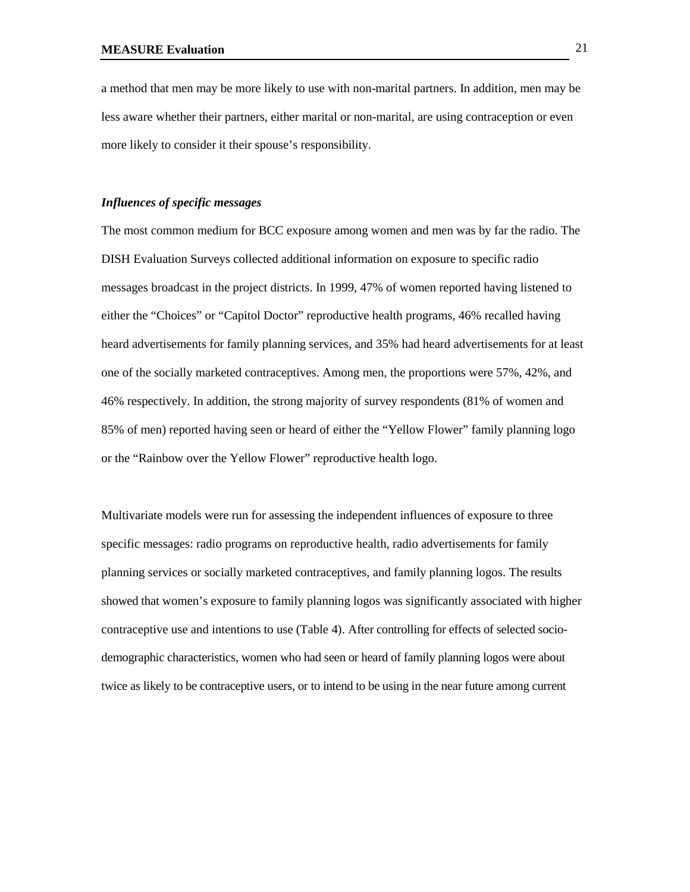a method that men may be more likely to use with non-marital partners. In addition, men may be less aware whether their partners, either marital or non-marital, are using contraception or even more likely to consider it their spouse's responsibility.

***Influences of specific messages***

The most common medium for BCC exposure among women and men was by far the radio. The DISH Evaluation Surveys collected additional information on exposure to specific radio messages broadcast in the project districts. In 1999, 47% of women reported having listened to either the "Choices" or "Capitol Doctor" reproductive health programs, 46% recalled having heard advertisements for family planning services, and 35% had heard advertisements for at least one of the socially marketed contraceptives. Among men, the proportions were 57%, 42%, and 46% respectively. In addition, the strong majority of survey respondents (81% of women and 85% of men) reported having seen or heard of either the "Yellow Flower" family planning logo or the "Rainbow over the Yellow Flower" reproductive health logo.

Multivariate models were run for assessing the independent influences of exposure to three specific messages: radio programs on reproductive health, radio advertisements for family planning services or socially marketed contraceptives, and family planning logos. The results showed that women's exposure to family planning logos was significantly associated with higher contraceptive use and intentions to use (Table 4). After controlling for effects of selected socio-demographic characteristics, women who had seen or heard of family planning logos were about twice as likely to be contraceptive users, or to intend to be using in the near future among current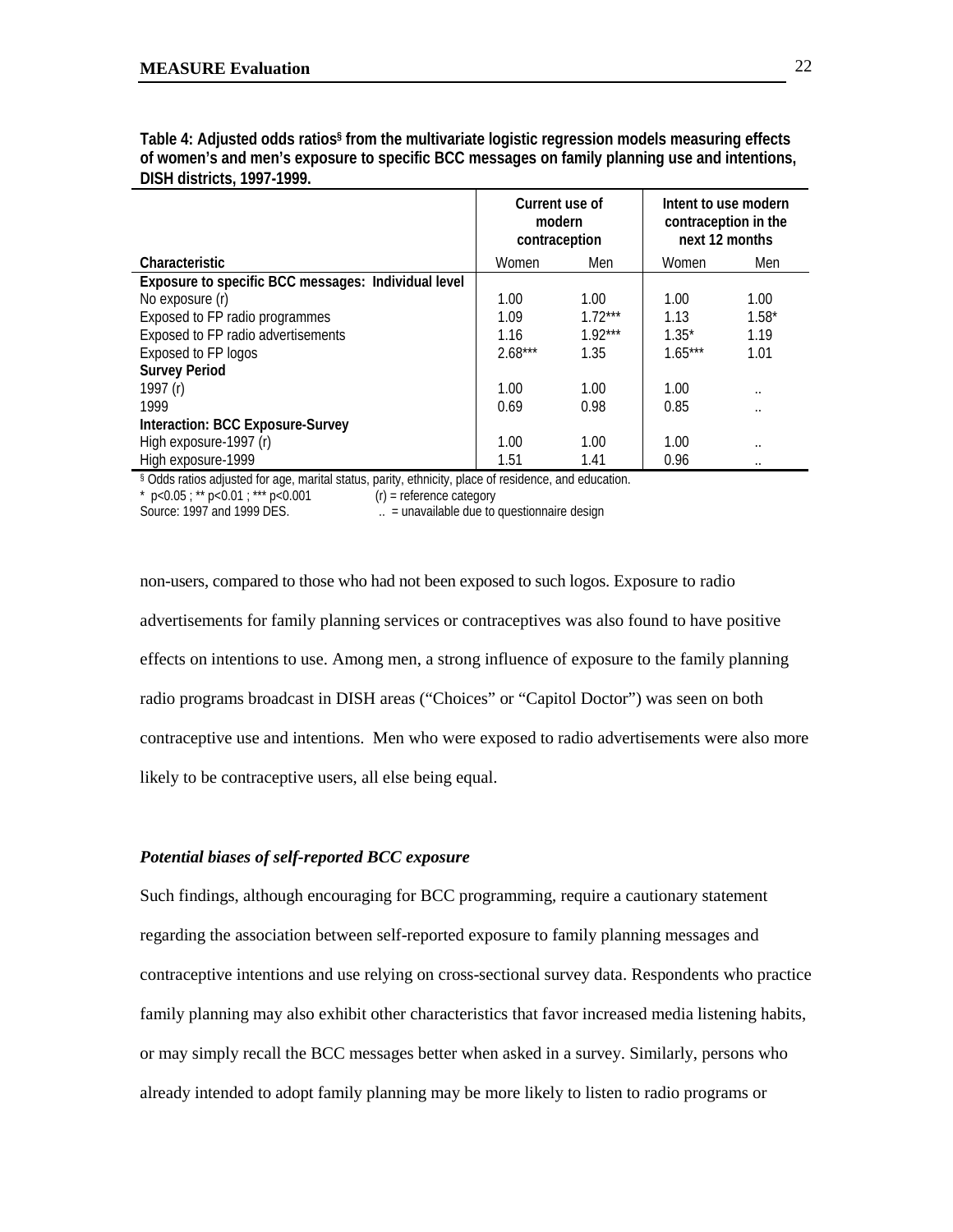**Table 4: Adjusted odds ratios§ from the multivariate logistic regression models measuring effects of women's and men's exposure to specific BCC messages on family planning use and intentions, DISH districts, 1997-1999.**

| | Current use of modern contraception | | Intent to use modern contraception in the next 12 months | |
|---|---|---|---|---|
| **Characteristic** | Women | Men | Women | Men |
| **Exposure to specific BCC messages: Individual level** | | | | |
| No exposure (r) | 1.00 | 1.00 | 1.00 | 1.00 |
| Exposed to FP radio programmes | 1.09 | 1.72*** | 1.13 | 1.58* |
| Exposed to FP radio advertisements | 1.16 | 1.92*** | 1.35* | 1.19 |
| Exposed to FP logos | 2.68*** | 1.35 | 1.65*** | 1.01 |
| **Survey Period** | | | | |
| 1997 (r) | 1.00 | 1.00 | 1.00 | .. |
| 1999 | 0.69 | 0.98 | 0.85 | .. |
| **Interaction: BCC Exposure-Survey** | | | | |
| High exposure-1997 (r) | 1.00 | 1.00 | 1.00 | .. |
| High exposure-1999 | 1.51 | 1.41 | 0.96 | .. |

§ Odds ratios adjusted for age, marital status, parity, ethnicity, place of residence, and education.
\* p<0.05 ; ** p<0.01 ; *** p<0.001 (r) = reference category
Source: 1997 and 1999 DES. .. = unavailable due to questionnaire design

non-users, compared to those who had not been exposed to such logos. Exposure to radio advertisements for family planning services or contraceptives was also found to have positive effects on intentions to use. Among men, a strong influence of exposure to the family planning radio programs broadcast in DISH areas ("Choices" or "Capitol Doctor") was seen on both contraceptive use and intentions. Men who were exposed to radio advertisements were also more likely to be contraceptive users, all else being equal.

### *Potential biases of self-reported BCC exposure*

Such findings, although encouraging for BCC programming, require a cautionary statement regarding the association between self-reported exposure to family planning messages and contraceptive intentions and use relying on cross-sectional survey data. Respondents who practice family planning may also exhibit other characteristics that favor increased media listening habits, or may simply recall the BCC messages better when asked in a survey. Similarly, persons who already intended to adopt family planning may be more likely to listen to radio programs or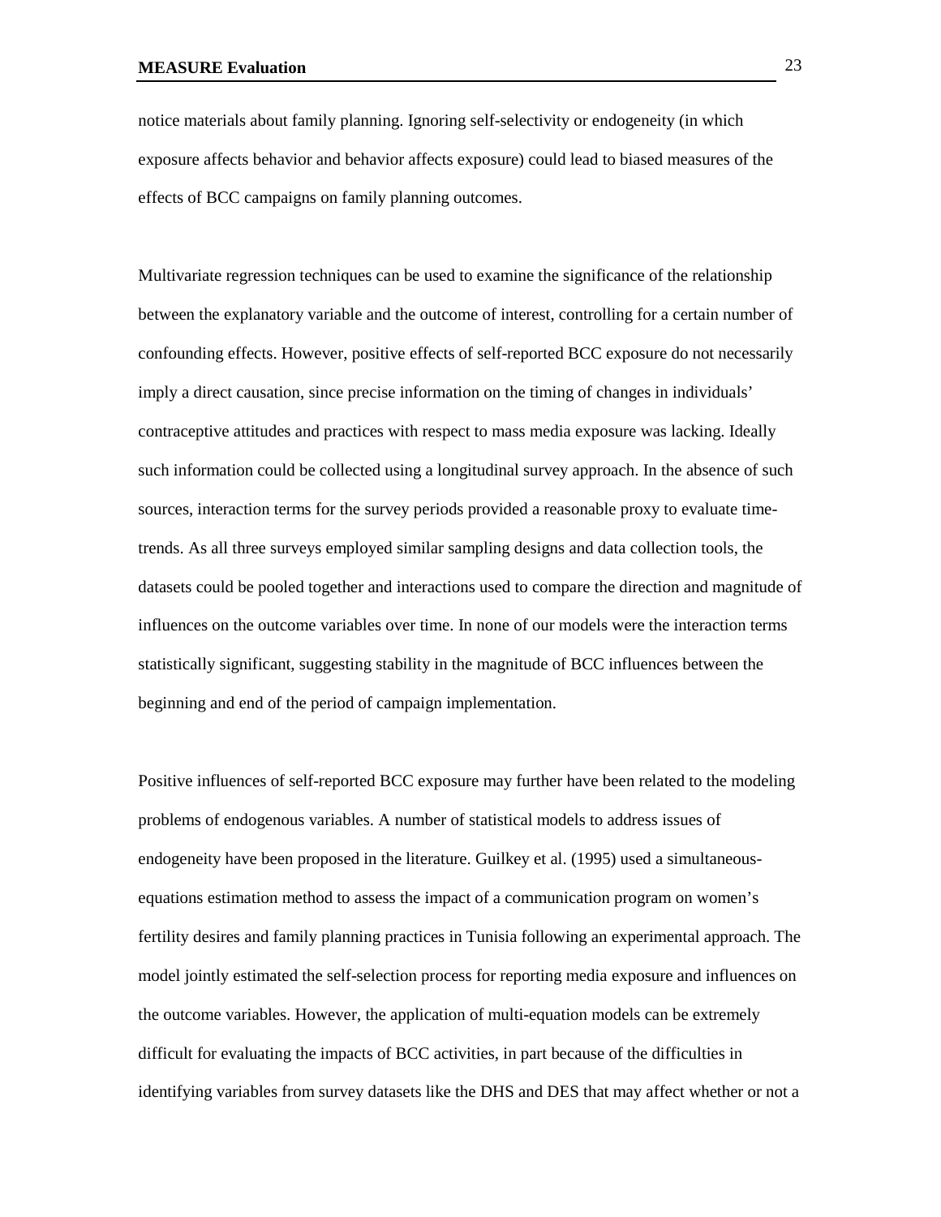notice materials about family planning. Ignoring self-selectivity or endogeneity (in which exposure affects behavior and behavior affects exposure) could lead to biased measures of the effects of BCC campaigns on family planning outcomes.

Multivariate regression techniques can be used to examine the significance of the relationship between the explanatory variable and the outcome of interest, controlling for a certain number of confounding effects. However, positive effects of self-reported BCC exposure do not necessarily imply a direct causation, since precise information on the timing of changes in individuals' contraceptive attitudes and practices with respect to mass media exposure was lacking. Ideally such information could be collected using a longitudinal survey approach. In the absence of such sources, interaction terms for the survey periods provided a reasonable proxy to evaluate time-trends. As all three surveys employed similar sampling designs and data collection tools, the datasets could be pooled together and interactions used to compare the direction and magnitude of influences on the outcome variables over time. In none of our models were the interaction terms statistically significant, suggesting stability in the magnitude of BCC influences between the beginning and end of the period of campaign implementation.

Positive influences of self-reported BCC exposure may further have been related to the modeling problems of endogenous variables. A number of statistical models to address issues of endogeneity have been proposed in the literature. Guilkey et al. (1995) used a simultaneous-equations estimation method to assess the impact of a communication program on women's fertility desires and family planning practices in Tunisia following an experimental approach. The model jointly estimated the self-selection process for reporting media exposure and influences on the outcome variables. However, the application of multi-equation models can be extremely difficult for evaluating the impacts of BCC activities, in part because of the difficulties in identifying variables from survey datasets like the DHS and DES that may affect whether or not a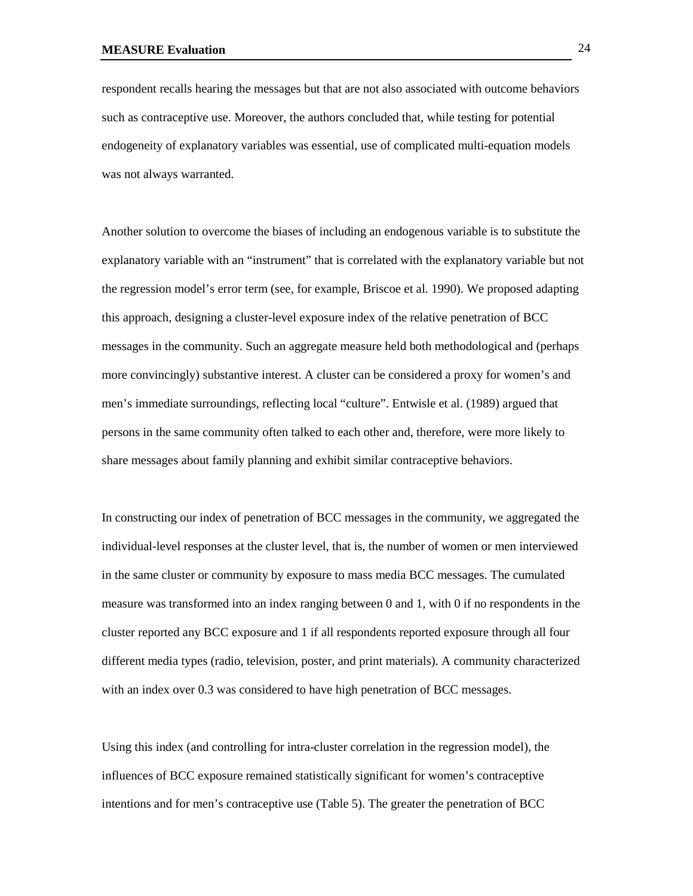respondent recalls hearing the messages but that are not also associated with outcome behaviors such as contraceptive use. Moreover, the authors concluded that, while testing for potential endogeneity of explanatory variables was essential, use of complicated multi-equation models was not always warranted.

Another solution to overcome the biases of including an endogenous variable is to substitute the explanatory variable with an "instrument" that is correlated with the explanatory variable but not the regression model's error term (see, for example, Briscoe et al. 1990). We proposed adapting this approach, designing a cluster-level exposure index of the relative penetration of BCC messages in the community. Such an aggregate measure held both methodological and (perhaps more convincingly) substantive interest. A cluster can be considered a proxy for women's and men's immediate surroundings, reflecting local "culture". Entwisle et al. (1989) argued that persons in the same community often talked to each other and, therefore, were more likely to share messages about family planning and exhibit similar contraceptive behaviors.

In constructing our index of penetration of BCC messages in the community, we aggregated the individual-level responses at the cluster level, that is, the number of women or men interviewed in the same cluster or community by exposure to mass media BCC messages. The cumulated measure was transformed into an index ranging between 0 and 1, with 0 if no respondents in the cluster reported any BCC exposure and 1 if all respondents reported exposure through all four different media types (radio, television, poster, and print materials). A community characterized with an index over 0.3 was considered to have high penetration of BCC messages.

Using this index (and controlling for intra-cluster correlation in the regression model), the influences of BCC exposure remained statistically significant for women's contraceptive intentions and for men's contraceptive use (Table 5). The greater the penetration of BCC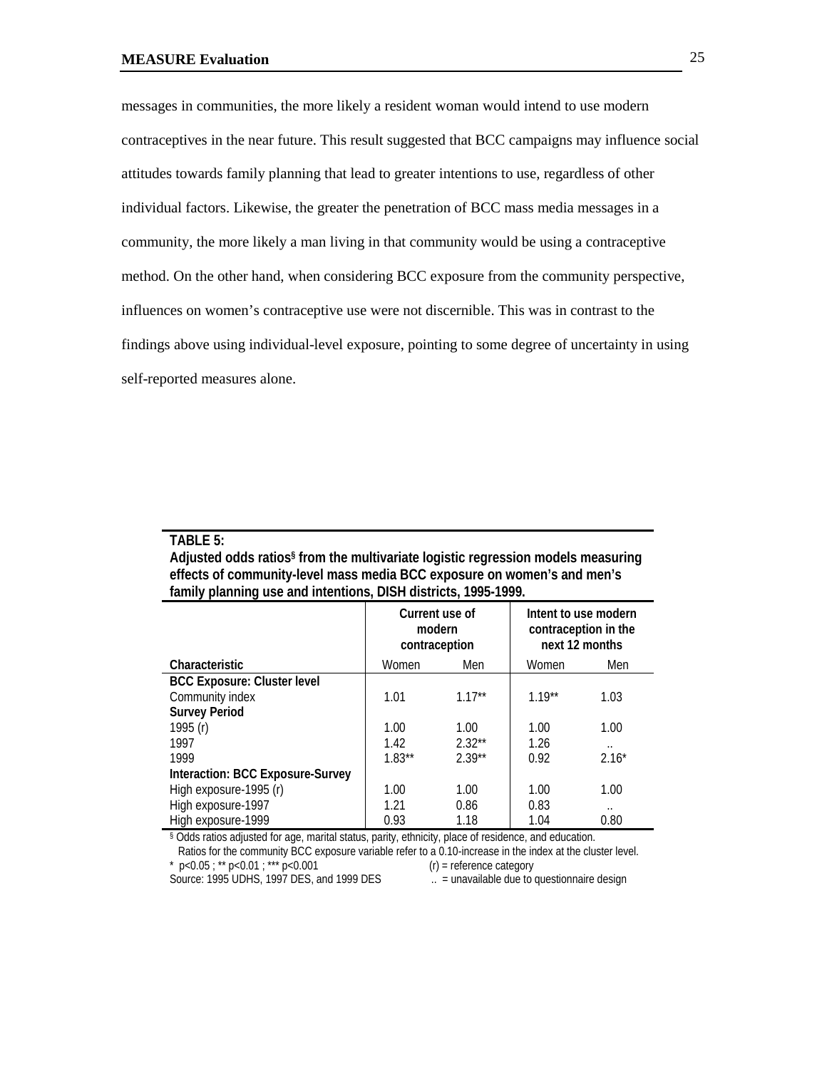messages in communities, the more likely a resident woman would intend to use modern contraceptives in the near future. This result suggested that BCC campaigns may influence social attitudes towards family planning that lead to greater intentions to use, regardless of other individual factors. Likewise, the greater the penetration of BCC mass media messages in a community, the more likely a man living in that community would be using a contraceptive method. On the other hand, when considering BCC exposure from the community perspective, influences on women's contraceptive use were not discernible. This was in contrast to the findings above using individual-level exposure, pointing to some degree of uncertainty in using self-reported measures alone.

**TABLE 5:**
**Adjusted odds ratios§ from the multivariate logistic regression models measuring effects of community-level mass media BCC exposure on women's and men's family planning use and intentions, DISH districts, 1995-1999.**

| | Current use of modern contraception | | Intent to use modern contraception in the next 12 months | |
|---|---|---|---|---|
| **Characteristic** | Women | Men | Women | Men |
| **BCC Exposure: Cluster level** | | | | |
| Community index | 1.01 | 1.17** | 1.19** | 1.03 |
| **Survey Period** | | | | |
| 1995 (r) | 1.00 | 1.00 | 1.00 | 1.00 |
| 1997 | 1.42 | 2.32** | 1.26 | .. |
| 1999 | 1.83** | 2.39** | 0.92 | 2.16* |
| **Interaction: BCC Exposure-Survey** | | | | |
| High exposure-1995 (r) | 1.00 | 1.00 | 1.00 | 1.00 |
| High exposure-1997 | 1.21 | 0.86 | 0.83 | .. |
| High exposure-1999 | 0.93 | 1.18 | 1.04 | 0.80 |

§ Odds ratios adjusted for age, marital status, parity, ethnicity, place of residence, and education.
Ratios for the community BCC exposure variable refer to a 0.10-increase in the index at the cluster level.
* p<0.05 ; ** p<0.01 ; *** p<0.001 (r) = reference category
Source: 1995 UDHS, 1997 DES, and 1999 DES .. = unavailable due to questionnaire design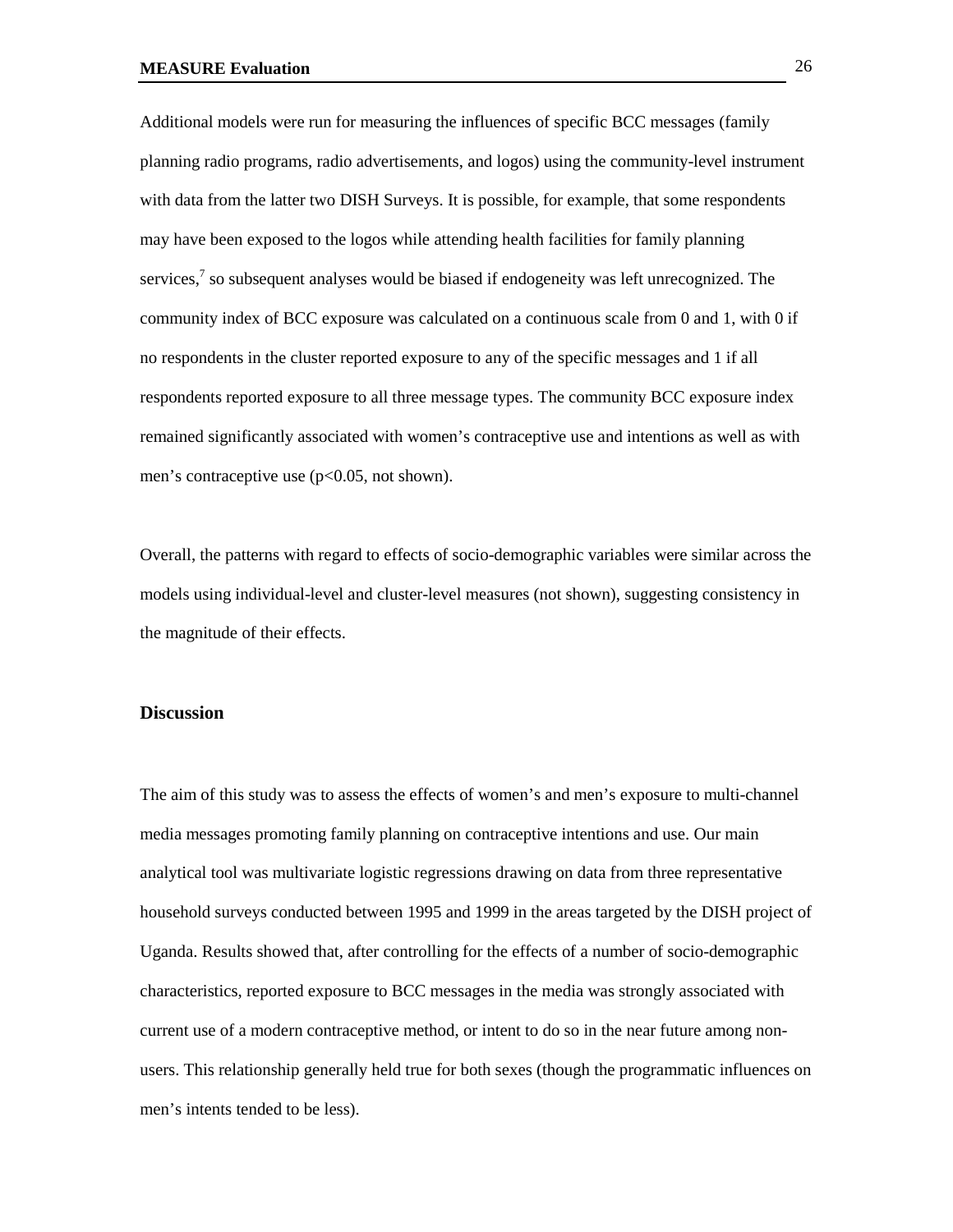Additional models were run for measuring the influences of specific BCC messages (family planning radio programs, radio advertisements, and logos) using the community-level instrument with data from the latter two DISH Surveys. It is possible, for example, that some respondents may have been exposed to the logos while attending health facilities for family planning services,[7] so subsequent analyses would be biased if endogeneity was left unrecognized. The community index of BCC exposure was calculated on a continuous scale from 0 and 1, with 0 if no respondents in the cluster reported exposure to any of the specific messages and 1 if all respondents reported exposure to all three message types. The community BCC exposure index remained significantly associated with women's contraceptive use and intentions as well as with men's contraceptive use ($p<0.05$, not shown).

Overall, the patterns with regard to effects of socio-demographic variables were similar across the models using individual-level and cluster-level measures (not shown), suggesting consistency in the magnitude of their effects.

## Discussion

The aim of this study was to assess the effects of women's and men's exposure to multi-channel media messages promoting family planning on contraceptive intentions and use. Our main analytical tool was multivariate logistic regressions drawing on data from three representative household surveys conducted between 1995 and 1999 in the areas targeted by the DISH project of Uganda. Results showed that, after controlling for the effects of a number of socio-demographic characteristics, reported exposure to BCC messages in the media was strongly associated with current use of a modern contraceptive method, or intent to do so in the near future among non-users. This relationship generally held true for both sexes (though the programmatic influences on men's intents tended to be less).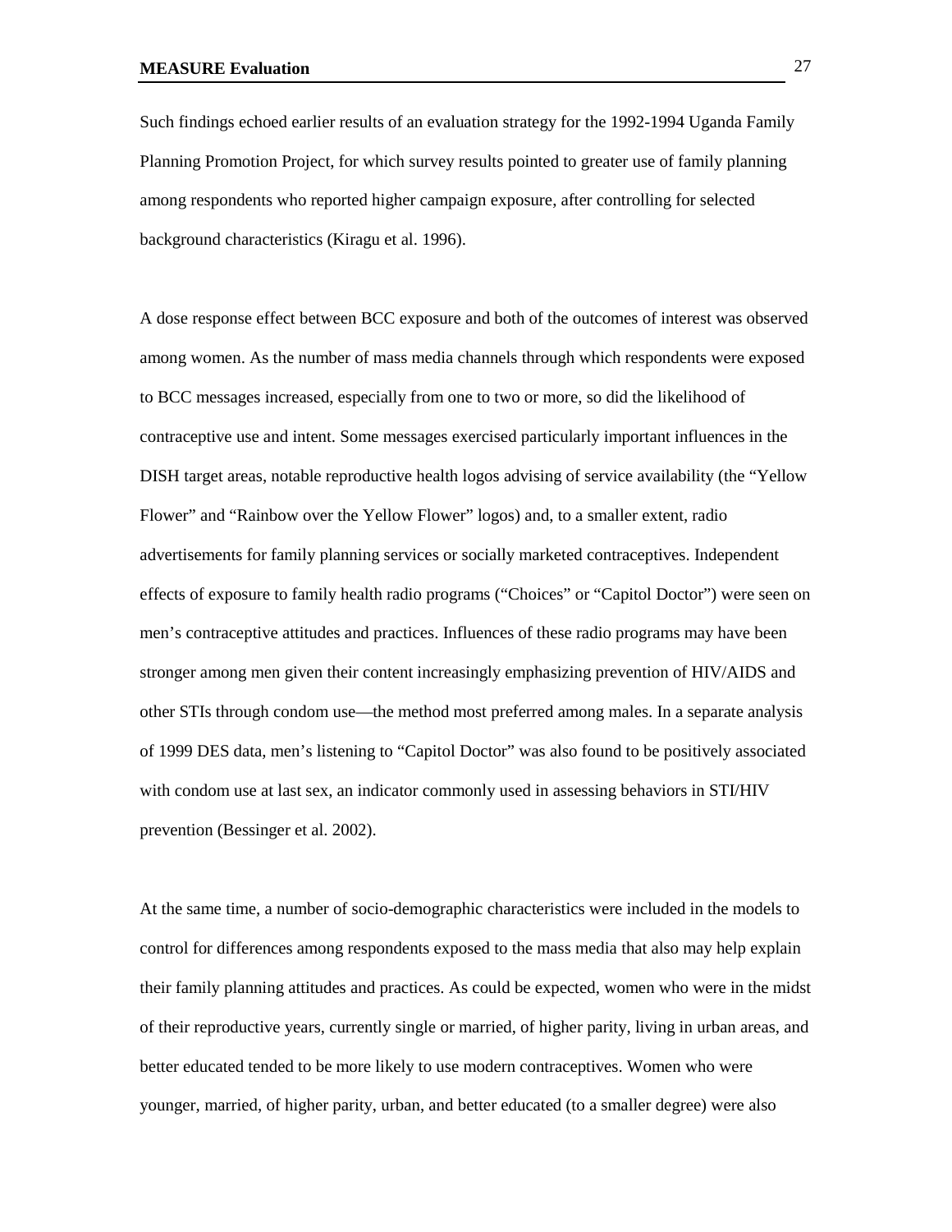Such findings echoed earlier results of an evaluation strategy for the 1992-1994 Uganda Family Planning Promotion Project, for which survey results pointed to greater use of family planning among respondents who reported higher campaign exposure, after controlling for selected background characteristics (Kiragu et al. 1996).

A dose response effect between BCC exposure and both of the outcomes of interest was observed among women. As the number of mass media channels through which respondents were exposed to BCC messages increased, especially from one to two or more, so did the likelihood of contraceptive use and intent. Some messages exercised particularly important influences in the DISH target areas, notable reproductive health logos advising of service availability (the "Yellow Flower" and "Rainbow over the Yellow Flower" logos) and, to a smaller extent, radio advertisements for family planning services or socially marketed contraceptives. Independent effects of exposure to family health radio programs ("Choices" or "Capitol Doctor") were seen on men's contraceptive attitudes and practices. Influences of these radio programs may have been stronger among men given their content increasingly emphasizing prevention of HIV/AIDS and other STIs through condom use—the method most preferred among males. In a separate analysis of 1999 DES data, men's listening to "Capitol Doctor" was also found to be positively associated with condom use at last sex, an indicator commonly used in assessing behaviors in STI/HIV prevention (Bessinger et al. 2002).

At the same time, a number of socio-demographic characteristics were included in the models to control for differences among respondents exposed to the mass media that also may help explain their family planning attitudes and practices. As could be expected, women who were in the midst of their reproductive years, currently single or married, of higher parity, living in urban areas, and better educated tended to be more likely to use modern contraceptives. Women who were younger, married, of higher parity, urban, and better educated (to a smaller degree) were also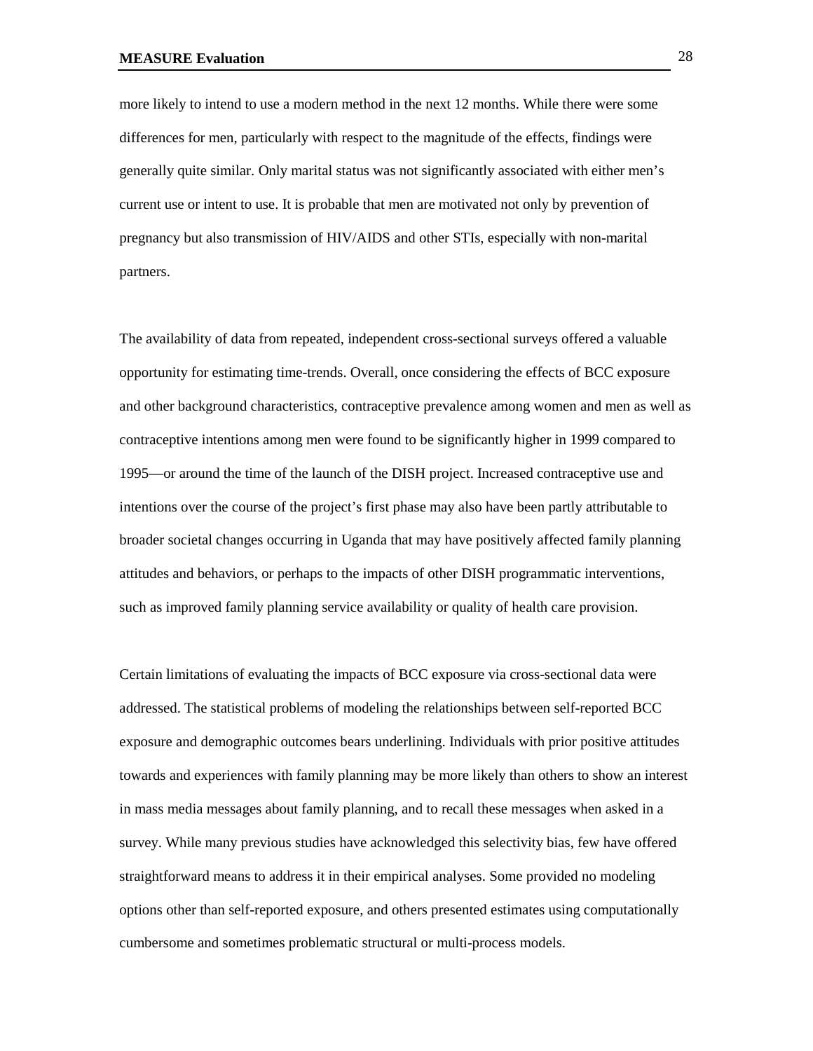more likely to intend to use a modern method in the next 12 months. While there were some differences for men, particularly with respect to the magnitude of the effects, findings were generally quite similar. Only marital status was not significantly associated with either men's current use or intent to use. It is probable that men are motivated not only by prevention of pregnancy but also transmission of HIV/AIDS and other STIs, especially with non-marital partners.

The availability of data from repeated, independent cross-sectional surveys offered a valuable opportunity for estimating time-trends. Overall, once considering the effects of BCC exposure and other background characteristics, contraceptive prevalence among women and men as well as contraceptive intentions among men were found to be significantly higher in 1999 compared to 1995—or around the time of the launch of the DISH project. Increased contraceptive use and intentions over the course of the project's first phase may also have been partly attributable to broader societal changes occurring in Uganda that may have positively affected family planning attitudes and behaviors, or perhaps to the impacts of other DISH programmatic interventions, such as improved family planning service availability or quality of health care provision.

Certain limitations of evaluating the impacts of BCC exposure via cross-sectional data were addressed. The statistical problems of modeling the relationships between self-reported BCC exposure and demographic outcomes bears underlining. Individuals with prior positive attitudes towards and experiences with family planning may be more likely than others to show an interest in mass media messages about family planning, and to recall these messages when asked in a survey. While many previous studies have acknowledged this selectivity bias, few have offered straightforward means to address it in their empirical analyses. Some provided no modeling options other than self-reported exposure, and others presented estimates using computationally cumbersome and sometimes problematic structural or multi-process models.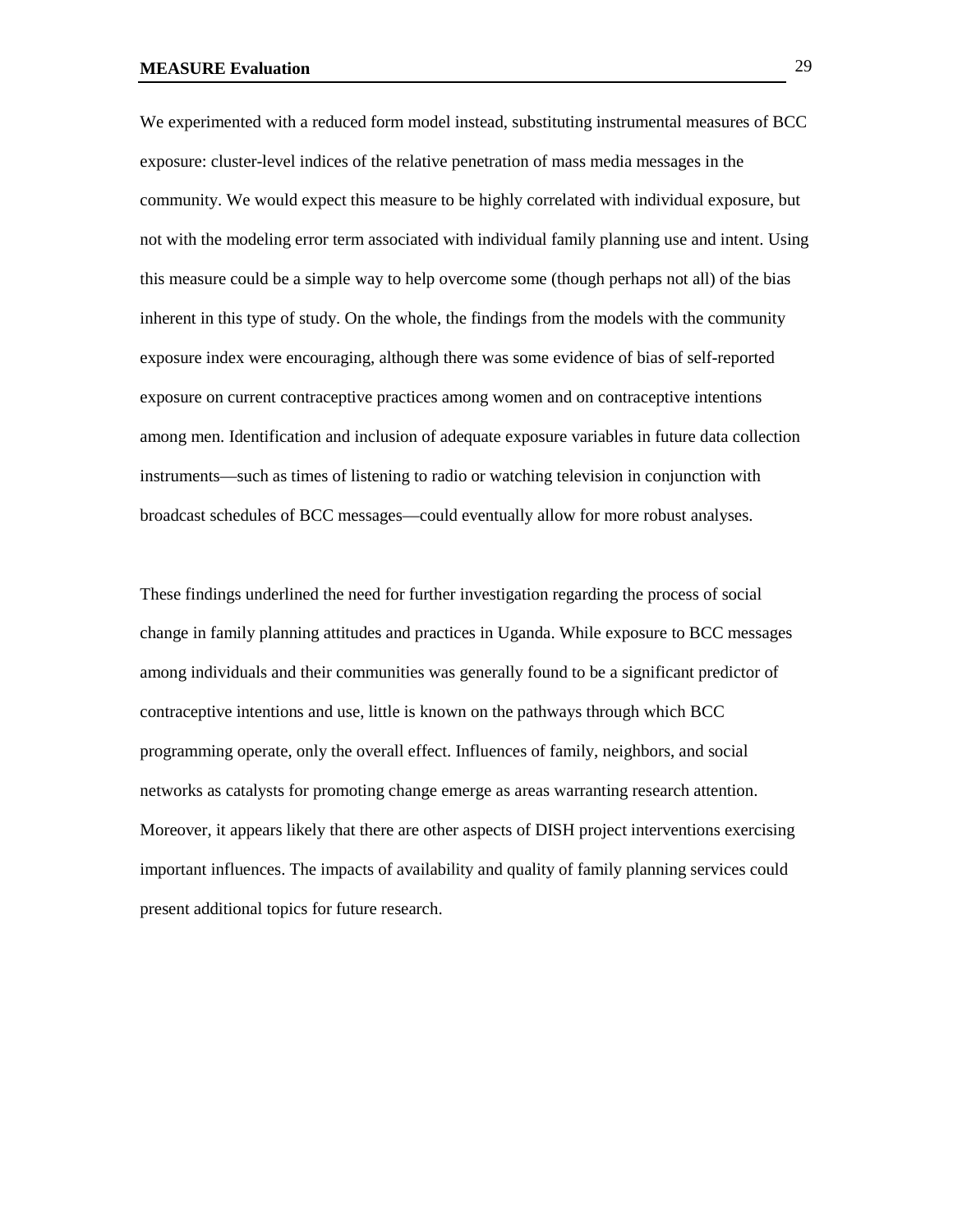We experimented with a reduced form model instead, substituting instrumental measures of BCC exposure: cluster-level indices of the relative penetration of mass media messages in the community. We would expect this measure to be highly correlated with individual exposure, but not with the modeling error term associated with individual family planning use and intent. Using this measure could be a simple way to help overcome some (though perhaps not all) of the bias inherent in this type of study. On the whole, the findings from the models with the community exposure index were encouraging, although there was some evidence of bias of self-reported exposure on current contraceptive practices among women and on contraceptive intentions among men. Identification and inclusion of adequate exposure variables in future data collection instruments—such as times of listening to radio or watching television in conjunction with broadcast schedules of BCC messages—could eventually allow for more robust analyses.

These findings underlined the need for further investigation regarding the process of social change in family planning attitudes and practices in Uganda. While exposure to BCC messages among individuals and their communities was generally found to be a significant predictor of contraceptive intentions and use, little is known on the pathways through which BCC programming operate, only the overall effect. Influences of family, neighbors, and social networks as catalysts for promoting change emerge as areas warranting research attention. Moreover, it appears likely that there are other aspects of DISH project interventions exercising important influences. The impacts of availability and quality of family planning services could present additional topics for future research.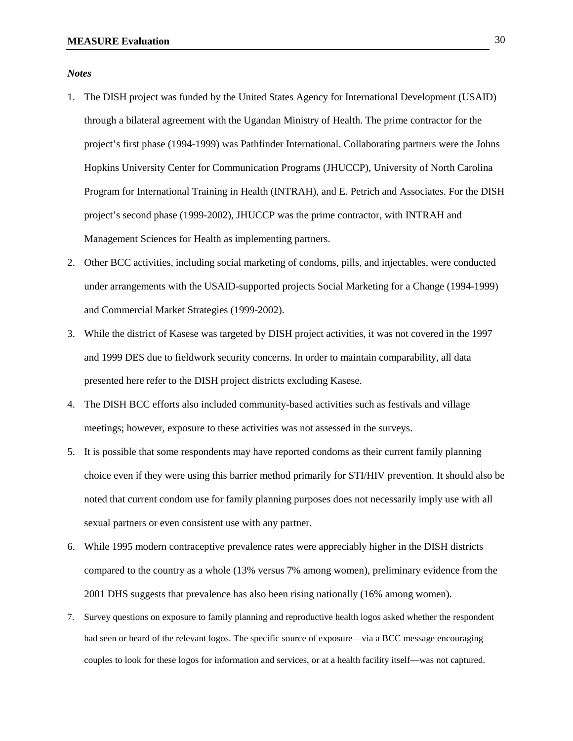*Notes*

1. The DISH project was funded by the United States Agency for International Development (USAID) through a bilateral agreement with the Ugandan Ministry of Health. The prime contractor for the project's first phase (1994-1999) was Pathfinder International. Collaborating partners were the Johns Hopkins University Center for Communication Programs (JHUCCP), University of North Carolina Program for International Training in Health (INTRAH), and E. Petrich and Associates. For the DISH project's second phase (1999-2002), JHUCCP was the prime contractor, with INTRAH and Management Sciences for Health as implementing partners.
2. Other BCC activities, including social marketing of condoms, pills, and injectables, were conducted under arrangements with the USAID-supported projects Social Marketing for a Change (1994-1999) and Commercial Market Strategies (1999-2002).
3. While the district of Kasese was targeted by DISH project activities, it was not covered in the 1997 and 1999 DES due to fieldwork security concerns. In order to maintain comparability, all data presented here refer to the DISH project districts excluding Kasese.
4. The DISH BCC efforts also included community-based activities such as festivals and village meetings; however, exposure to these activities was not assessed in the surveys.
5. It is possible that some respondents may have reported condoms as their current family planning choice even if they were using this barrier method primarily for STI/HIV prevention. It should also be noted that current condom use for family planning purposes does not necessarily imply use with all sexual partners or even consistent use with any partner.
6. While 1995 modern contraceptive prevalence rates were appreciably higher in the DISH districts compared to the country as a whole (13% versus 7% among women), preliminary evidence from the 2001 DHS suggests that prevalence has also been rising nationally (16% among women).
7. Survey questions on exposure to family planning and reproductive health logos asked whether the respondent had seen or heard of the relevant logos. The specific source of exposure—via a BCC message encouraging couples to look for these logos for information and services, or at a health facility itself—was not captured.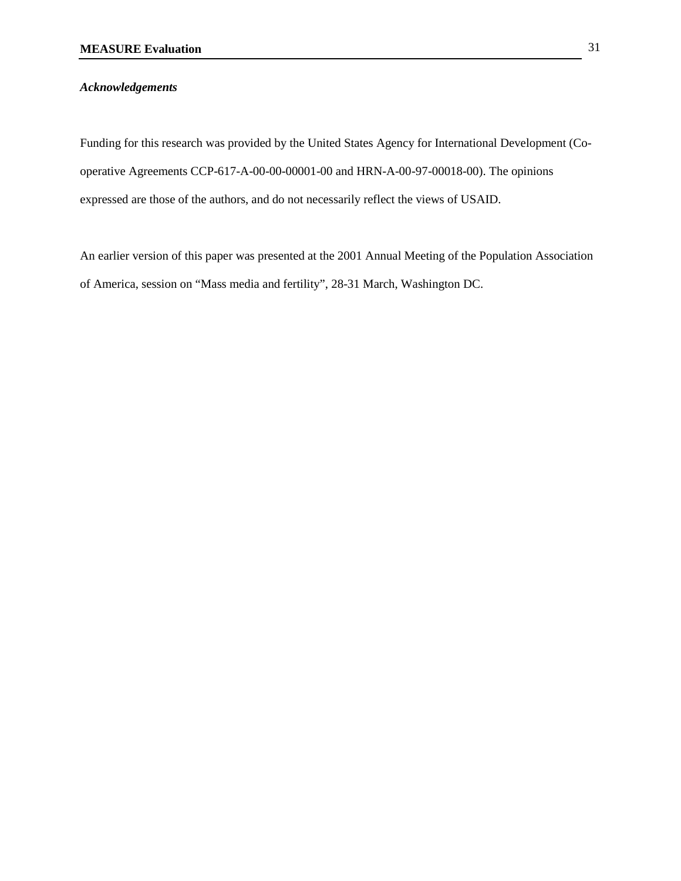### *Acknowledgements*

Funding for this research was provided by the United States Agency for International Development (Co-operative Agreements CCP-617-A-00-00-00001-00 and HRN-A-00-97-00018-00). The opinions expressed are those of the authors, and do not necessarily reflect the views of USAID.

An earlier version of this paper was presented at the 2001 Annual Meeting of the Population Association of America, session on "Mass media and fertility", 28-31 March, Washington DC.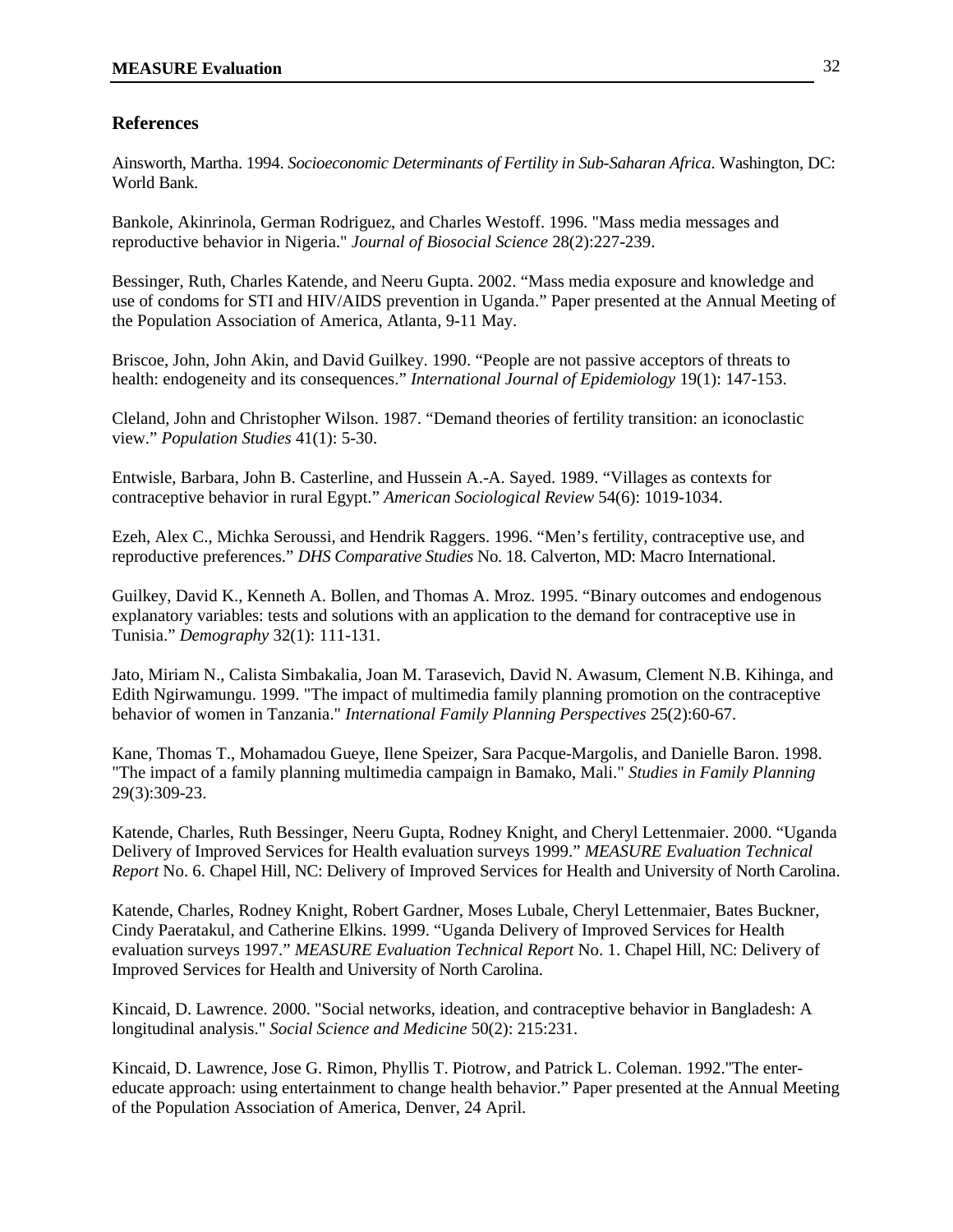## References

Ainsworth, Martha. 1994. *Socioeconomic Determinants of Fertility in Sub-Saharan Africa*. Washington, DC: World Bank.

Bankole, Akinrinola, German Rodriguez, and Charles Westoff. 1996. "Mass media messages and reproductive behavior in Nigeria." *Journal of Biosocial Science* 28(2):227-239.

Bessinger, Ruth, Charles Katende, and Neeru Gupta. 2002. "Mass media exposure and knowledge and use of condoms for STI and HIV/AIDS prevention in Uganda." Paper presented at the Annual Meeting of the Population Association of America, Atlanta, 9-11 May.

Briscoe, John, John Akin, and David Guilkey. 1990. "People are not passive acceptors of threats to health: endogeneity and its consequences." *International Journal of Epidemiology* 19(1): 147-153.

Cleland, John and Christopher Wilson. 1987. "Demand theories of fertility transition: an iconoclastic view." *Population Studies* 41(1): 5-30.

Entwisle, Barbara, John B. Casterline, and Hussein A.-A. Sayed. 1989. "Villages as contexts for contraceptive behavior in rural Egypt." *American Sociological Review* 54(6): 1019-1034.

Ezeh, Alex C., Michka Seroussi, and Hendrik Raggers. 1996. "Men's fertility, contraceptive use, and reproductive preferences." *DHS Comparative Studies* No. 18. Calverton, MD: Macro International.

Guilkey, David K., Kenneth A. Bollen, and Thomas A. Mroz. 1995. "Binary outcomes and endogenous explanatory variables: tests and solutions with an application to the demand for contraceptive use in Tunisia." *Demography* 32(1): 111-131.

Jato, Miriam N., Calista Simbakalia, Joan M. Tarasevich, David N. Awasum, Clement N.B. Kihinga, and Edith Ngirwamungu. 1999. "The impact of multimedia family planning promotion on the contraceptive behavior of women in Tanzania." *International Family Planning Perspectives* 25(2):60-67.

Kane, Thomas T., Mohamadou Gueye, Ilene Speizer, Sara Pacque-Margolis, and Danielle Baron. 1998. "The impact of a family planning multimedia campaign in Bamako, Mali." *Studies in Family Planning* 29(3):309-23.

Katende, Charles, Ruth Bessinger, Neeru Gupta, Rodney Knight, and Cheryl Lettenmaier. 2000. "Uganda Delivery of Improved Services for Health evaluation surveys 1999." *MEASURE Evaluation Technical Report* No. 6. Chapel Hill, NC: Delivery of Improved Services for Health and University of North Carolina.

Katende, Charles, Rodney Knight, Robert Gardner, Moses Lubale, Cheryl Lettenmaier, Bates Buckner, Cindy Paeratakul, and Catherine Elkins. 1999. "Uganda Delivery of Improved Services for Health evaluation surveys 1997." *MEASURE Evaluation Technical Report* No. 1. Chapel Hill, NC: Delivery of Improved Services for Health and University of North Carolina.

Kincaid, D. Lawrence. 2000. "Social networks, ideation, and contraceptive behavior in Bangladesh: A longitudinal analysis." *Social Science and Medicine* 50(2): 215:231.

Kincaid, D. Lawrence, Jose G. Rimon, Phyllis T. Piotrow, and Patrick L. Coleman. 1992."The enter-educate approach: using entertainment to change health behavior." Paper presented at the Annual Meeting of the Population Association of America, Denver, 24 April.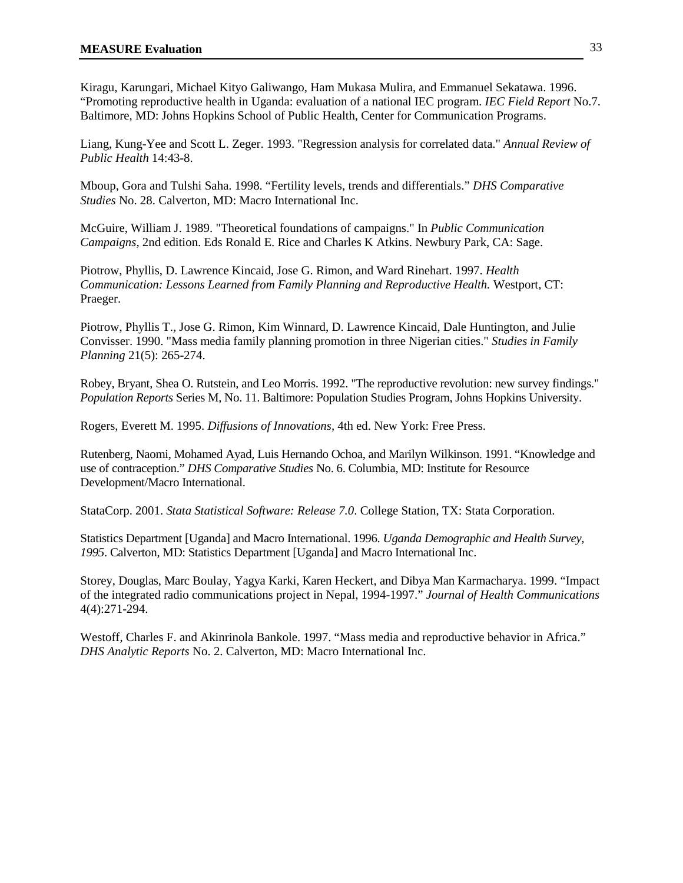Kiragu, Karungari, Michael Kityo Galiwango, Ham Mukasa Mulira, and Emmanuel Sekatawa. 1996. "Promoting reproductive health in Uganda: evaluation of a national IEC program. *IEC Field Report* No.7. Baltimore, MD: Johns Hopkins School of Public Health, Center for Communication Programs.

Liang, Kung-Yee and Scott L. Zeger. 1993. "Regression analysis for correlated data." *Annual Review of Public Health* 14:43-8.

Mboup, Gora and Tulshi Saha. 1998. "Fertility levels, trends and differentials." *DHS Comparative Studies* No. 28. Calverton, MD: Macro International Inc.

McGuire, William J. 1989. "Theoretical foundations of campaigns." In *Public Communication Campaigns*, 2nd edition. Eds Ronald E. Rice and Charles K Atkins. Newbury Park, CA: Sage.

Piotrow, Phyllis, D. Lawrence Kincaid, Jose G. Rimon, and Ward Rinehart. 1997. *Health Communication: Lessons Learned from Family Planning and Reproductive Health.* Westport, CT: Praeger.

Piotrow, Phyllis T., Jose G. Rimon, Kim Winnard, D. Lawrence Kincaid, Dale Huntington, and Julie Convisser. 1990. "Mass media family planning promotion in three Nigerian cities." *Studies in Family Planning* 21(5): 265-274.

Robey, Bryant, Shea O. Rutstein, and Leo Morris. 1992. "The reproductive revolution: new survey findings." *Population Reports* Series M, No. 11. Baltimore: Population Studies Program, Johns Hopkins University.

Rogers, Everett M. 1995. *Diffusions of Innovations*, 4th ed. New York: Free Press.

Rutenberg, Naomi, Mohamed Ayad, Luis Hernando Ochoa, and Marilyn Wilkinson. 1991. "Knowledge and use of contraception." *DHS Comparative Studies* No. 6. Columbia, MD: Institute for Resource Development/Macro International.

StataCorp. 2001. *Stata Statistical Software: Release 7.0*. College Station, TX: Stata Corporation.

Statistics Department [Uganda] and Macro International. 1996. *Uganda Demographic and Health Survey, 1995*. Calverton, MD: Statistics Department [Uganda] and Macro International Inc.

Storey, Douglas, Marc Boulay, Yagya Karki, Karen Heckert, and Dibya Man Karmacharya. 1999. "Impact of the integrated radio communications project in Nepal, 1994-1997." *Journal of Health Communications* 4(4):271-294.

Westoff, Charles F. and Akinrinola Bankole. 1997. "Mass media and reproductive behavior in Africa." *DHS Analytic Reports* No. 2. Calverton, MD: Macro International Inc.